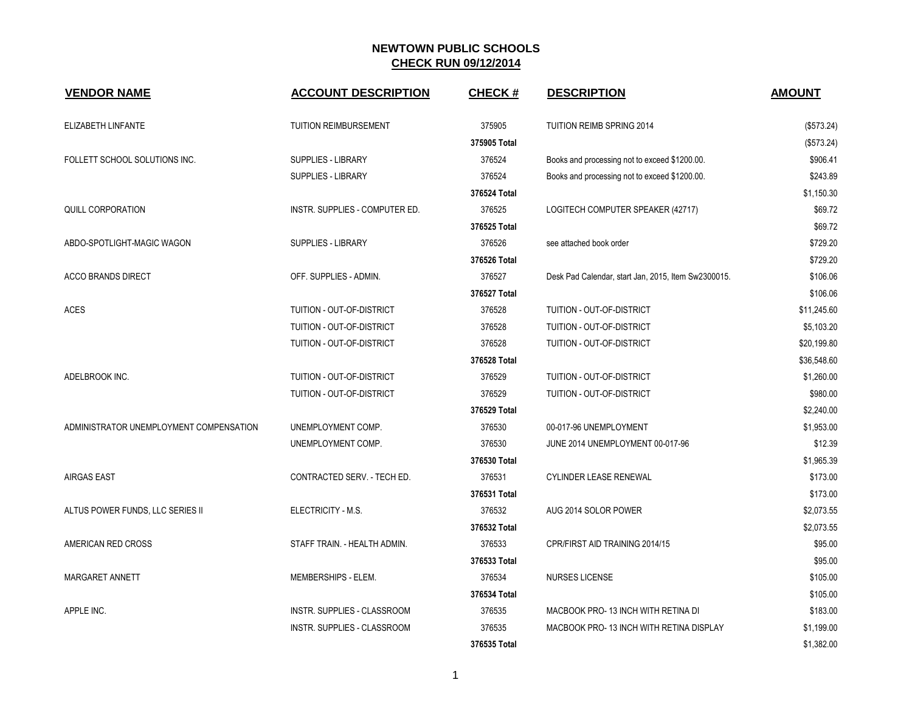# NEWTOWN PUBLIC SCHOOLS
## CHECK RUN 09/12/2014

| VENDOR NAME | ACCOUNT DESCRIPTION | CHECK # | DESCRIPTION | AMOUNT |
|---|---|---|---|---|
| ELIZABETH LINFANTE | TUITION REIMBURSEMENT | 375905 | TUITION REIMB SPRING 2014 | ($573.24) |
| | | 375905 Total | | ($573.24) |
| FOLLETT SCHOOL SOLUTIONS INC. | SUPPLIES - LIBRARY | 376524 | Books and processing not to exceed $1200.00. | $906.41 |
| | SUPPLIES - LIBRARY | 376524 | Books and processing not to exceed $1200.00. | $243.89 |
| | | 376524 Total | | $1,150.30 |
| QUILL CORPORATION | INSTR. SUPPLIES - COMPUTER ED. | 376525 | LOGITECH COMPUTER SPEAKER (42717) | $69.72 |
| | | 376525 Total | | $69.72 |
| ABDO-SPOTLIGHT-MAGIC WAGON | SUPPLIES - LIBRARY | 376526 | see attached book order | $729.20 |
| | | 376526 Total | | $729.20 |
| ACCO BRANDS DIRECT | OFF. SUPPLIES - ADMIN. | 376527 | Desk Pad Calendar, start Jan, 2015, Item Sw2300015. | $106.06 |
| | | 376527 Total | | $106.06 |
| ACES | TUITION - OUT-OF-DISTRICT | 376528 | TUITION - OUT-OF-DISTRICT | $11,245.60 |
| | TUITION - OUT-OF-DISTRICT | 376528 | TUITION - OUT-OF-DISTRICT | $5,103.20 |
| | TUITION - OUT-OF-DISTRICT | 376528 | TUITION - OUT-OF-DISTRICT | $20,199.80 |
| | | 376528 Total | | $36,548.60 |
| ADELBROOK INC. | TUITION - OUT-OF-DISTRICT | 376529 | TUITION - OUT-OF-DISTRICT | $1,260.00 |
| | TUITION - OUT-OF-DISTRICT | 376529 | TUITION - OUT-OF-DISTRICT | $980.00 |
| | | 376529 Total | | $2,240.00 |
| ADMINISTRATOR UNEMPLOYMENT COMPENSATION | UNEMPLOYMENT COMP. | 376530 | 00-017-96 UNEMPLOYMENT | $1,953.00 |
| | UNEMPLOYMENT COMP. | 376530 | JUNE 2014 UNEMPLOYMENT 00-017-96 | $12.39 |
| | | 376530 Total | | $1,965.39 |
| AIRGAS EAST | CONTRACTED SERV. - TECH ED. | 376531 | CYLINDER LEASE RENEWAL | $173.00 |
| | | 376531 Total | | $173.00 |
| ALTUS POWER FUNDS, LLC SERIES II | ELECTRICITY - M.S. | 376532 | AUG 2014 SOLOR POWER | $2,073.55 |
| | | 376532 Total | | $2,073.55 |
| AMERICAN RED CROSS | STAFF TRAIN. - HEALTH ADMIN. | 376533 | CPR/FIRST AID TRAINING 2014/15 | $95.00 |
| | | 376533 Total | | $95.00 |
| MARGARET ANNETT | MEMBERSHIPS - ELEM. | 376534 | NURSES LICENSE | $105.00 |
| | | 376534 Total | | $105.00 |
| APPLE INC. | INSTR. SUPPLIES - CLASSROOM | 376535 | MACBOOK PRO- 13 INCH WITH RETINA DI | $183.00 |
| | INSTR. SUPPLIES - CLASSROOM | 376535 | MACBOOK PRO- 13 INCH WITH RETINA DISPLAY | $1,199.00 |
| | | 376535 Total | | $1,382.00 |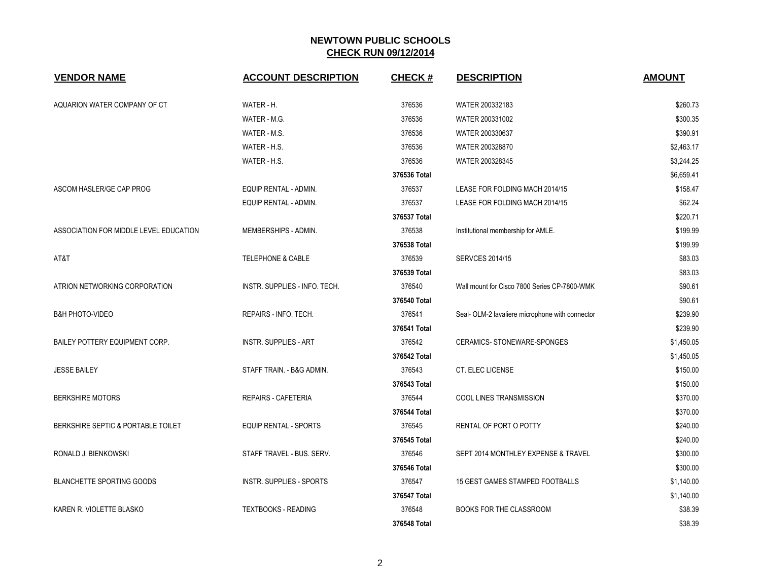# NEWTOWN PUBLIC SCHOOLS
## CHECK RUN 09/12/2014

| VENDOR NAME | ACCOUNT DESCRIPTION | CHECK # | DESCRIPTION | AMOUNT |
|---|---|---|---|---|
| AQUARION WATER COMPANY OF CT | WATER - H. | 376536 | WATER 200332183 | $260.73 |
| | WATER - M.G. | 376536 | WATER 200331002 | $300.35 |
| | WATER - M.S. | 376536 | WATER 200330637 | $390.91 |
| | WATER - H.S. | 376536 | WATER 200328870 | $2,463.17 |
| | WATER - H.S. | 376536 | WATER 200328345 | $3,244.25 |
| | | **376536 Total** | | $6,659.41 |
| ASCOM HASLER/GE CAP PROG | EQUIP RENTAL - ADMIN. | 376537 | LEASE FOR FOLDING MACH 2014/15 | $158.47 |
| | EQUIP RENTAL - ADMIN. | 376537 | LEASE FOR FOLDING MACH 2014/15 | $62.24 |
| | | **376537 Total** | | $220.71 |
| ASSOCIATION FOR MIDDLE LEVEL EDUCATION | MEMBERSHIPS - ADMIN. | 376538 | Institutional membership for AMLE. | $199.99 |
| | | **376538 Total** | | $199.99 |
| AT&T | TELEPHONE & CABLE | 376539 | SERVCES 2014/15 | $83.03 |
| | | **376539 Total** | | $83.03 |
| ATRION NETWORKING CORPORATION | INSTR. SUPPLIES - INFO. TECH. | 376540 | Wall mount for Cisco 7800 Series CP-7800-WMK | $90.61 |
| | | **376540 Total** | | $90.61 |
| B&H PHOTO-VIDEO | REPAIRS - INFO. TECH. | 376541 | Seal- OLM-2 lavaliere microphone with connector | $239.90 |
| | | **376541 Total** | | $239.90 |
| BAILEY POTTERY EQUIPMENT CORP. | INSTR. SUPPLIES - ART | 376542 | CERAMICS- STONEWARE-SPONGES | $1,450.05 |
| | | **376542 Total** | | $1,450.05 |
| JESSE BAILEY | STAFF TRAIN. - B&G ADMIN. | 376543 | CT. ELEC LICENSE | $150.00 |
| | | **376543 Total** | | $150.00 |
| BERKSHIRE MOTORS | REPAIRS - CAFETERIA | 376544 | COOL LINES TRANSMISSION | $370.00 |
| | | **376544 Total** | | $370.00 |
| BERKSHIRE SEPTIC & PORTABLE TOILET | EQUIP RENTAL - SPORTS | 376545 | RENTAL OF PORT O POTTY | $240.00 |
| | | **376545 Total** | | $240.00 |
| RONALD J. BIENKOWSKI | STAFF TRAVEL - BUS. SERV. | 376546 | SEPT 2014 MONTHLEY EXPENSE & TRAVEL | $300.00 |
| | | **376546 Total** | | $300.00 |
| BLANCHETTE SPORTING GOODS | INSTR. SUPPLIES - SPORTS | 376547 | 15 GEST GAMES STAMPED FOOTBALLS | $1,140.00 |
| | | **376547 Total** | | $1,140.00 |
| KAREN R. VIOLETTE BLASKO | TEXTBOOKS - READING | 376548 | BOOKS FOR THE CLASSROOM | $38.39 |
| | | **376548 Total** | | $38.39 |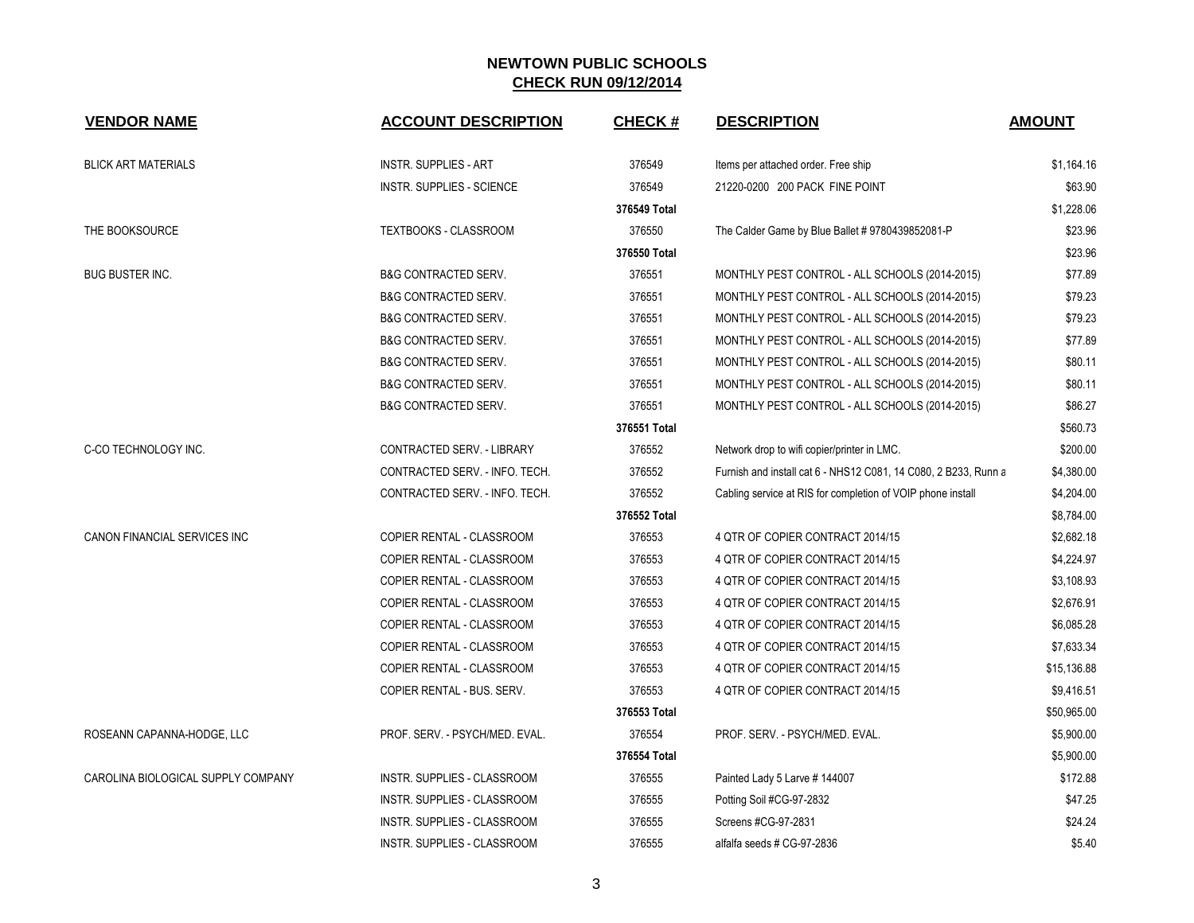# NEWTOWN PUBLIC SCHOOLS
## CHECK RUN 09/12/2014

| VENDOR NAME | ACCOUNT DESCRIPTION | CHECK # | DESCRIPTION | AMOUNT |
|---|---|---|---|---|
| BLICK ART MATERIALS | INSTR. SUPPLIES - ART | 376549 | Items per attached order. Free ship | $1,164.16 |
| | INSTR. SUPPLIES - SCIENCE | 376549 | 21220-0200 200 PACK FINE POINT | $63.90 |
| | | 376549 Total | | $1,228.06 |
| THE BOOKSOURCE | TEXTBOOKS - CLASSROOM | 376550 | The Calder Game by Blue Ballet # 9780439852081-P | $23.96 |
| | | 376550 Total | | $23.96 |
| BUG BUSTER INC. | B&G CONTRACTED SERV. | 376551 | MONTHLY PEST CONTROL - ALL SCHOOLS (2014-2015) | $77.89 |
| | B&G CONTRACTED SERV. | 376551 | MONTHLY PEST CONTROL - ALL SCHOOLS (2014-2015) | $79.23 |
| | B&G CONTRACTED SERV. | 376551 | MONTHLY PEST CONTROL - ALL SCHOOLS (2014-2015) | $79.23 |
| | B&G CONTRACTED SERV. | 376551 | MONTHLY PEST CONTROL - ALL SCHOOLS (2014-2015) | $77.89 |
| | B&G CONTRACTED SERV. | 376551 | MONTHLY PEST CONTROL - ALL SCHOOLS (2014-2015) | $80.11 |
| | B&G CONTRACTED SERV. | 376551 | MONTHLY PEST CONTROL - ALL SCHOOLS (2014-2015) | $80.11 |
| | B&G CONTRACTED SERV. | 376551 | MONTHLY PEST CONTROL - ALL SCHOOLS (2014-2015) | $86.27 |
| | | 376551 Total | | $560.73 |
| C-CO TECHNOLOGY INC. | CONTRACTED SERV. - LIBRARY | 376552 | Network drop to wifi copier/printer in LMC. | $200.00 |
| | CONTRACTED SERV. - INFO. TECH. | 376552 | Furnish and install cat 6 - NHS12 C081, 14 C080, 2 B233, Runn a | $4,380.00 |
| | CONTRACTED SERV. - INFO. TECH. | 376552 | Cabling service at RIS for completion of VOIP phone install | $4,204.00 |
| | | 376552 Total | | $8,784.00 |
| CANON FINANCIAL SERVICES INC | COPIER RENTAL - CLASSROOM | 376553 | 4 QTR OF COPIER CONTRACT 2014/15 | $2,682.18 |
| | COPIER RENTAL - CLASSROOM | 376553 | 4 QTR OF COPIER CONTRACT 2014/15 | $4,224.97 |
| | COPIER RENTAL - CLASSROOM | 376553 | 4 QTR OF COPIER CONTRACT 2014/15 | $3,108.93 |
| | COPIER RENTAL - CLASSROOM | 376553 | 4 QTR OF COPIER CONTRACT 2014/15 | $2,676.91 |
| | COPIER RENTAL - CLASSROOM | 376553 | 4 QTR OF COPIER CONTRACT 2014/15 | $6,085.28 |
| | COPIER RENTAL - CLASSROOM | 376553 | 4 QTR OF COPIER CONTRACT 2014/15 | $7,633.34 |
| | COPIER RENTAL - CLASSROOM | 376553 | 4 QTR OF COPIER CONTRACT 2014/15 | $15,136.88 |
| | COPIER RENTAL - BUS. SERV. | 376553 | 4 QTR OF COPIER CONTRACT 2014/15 | $9,416.51 |
| | | 376553 Total | | $50,965.00 |
| ROSEANN CAPANNA-HODGE, LLC | PROF. SERV. - PSYCH/MED. EVAL. | 376554 | PROF. SERV. - PSYCH/MED. EVAL. | $5,900.00 |
| | | 376554 Total | | $5,900.00 |
| CAROLINA BIOLOGICAL SUPPLY COMPANY | INSTR. SUPPLIES - CLASSROOM | 376555 | Painted Lady 5 Larve # 144007 | $172.88 |
| | INSTR. SUPPLIES - CLASSROOM | 376555 | Potting Soil #CG-97-2832 | $47.25 |
| | INSTR. SUPPLIES - CLASSROOM | 376555 | Screens #CG-97-2831 | $24.24 |
| | INSTR. SUPPLIES - CLASSROOM | 376555 | alfalfa seeds # CG-97-2836 | $5.40 |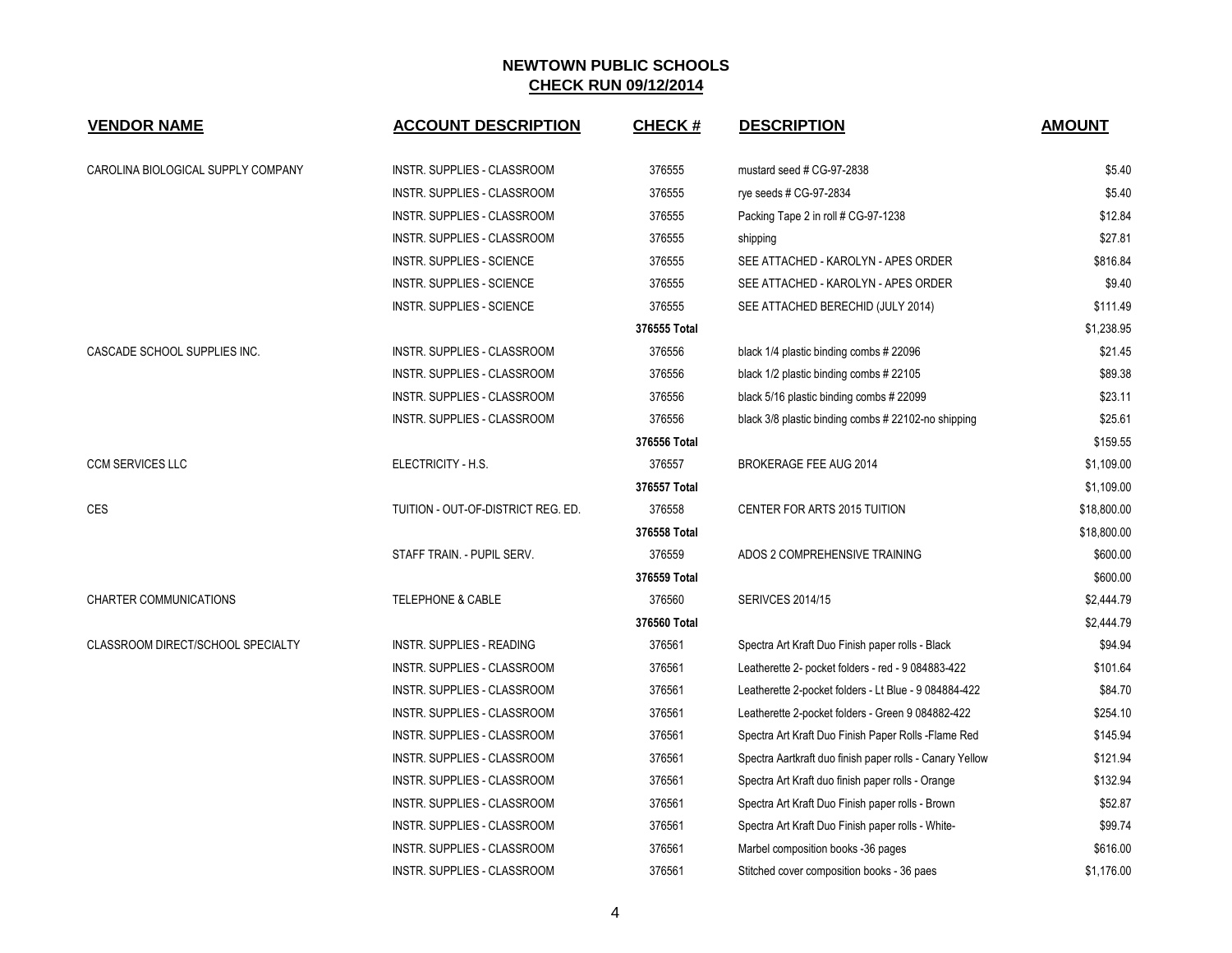## NEWTOWN PUBLIC SCHOOLS
## CHECK RUN 09/12/2014

| VENDOR NAME | ACCOUNT DESCRIPTION | CHECK # | DESCRIPTION | AMOUNT |
|---|---|---|---|---|
| CAROLINA BIOLOGICAL SUPPLY COMPANY | INSTR. SUPPLIES - CLASSROOM | 376555 | mustard seed # CG-97-2838 | $5.40 |
| | INSTR. SUPPLIES - CLASSROOM | 376555 | rye seeds # CG-97-2834 | $5.40 |
| | INSTR. SUPPLIES - CLASSROOM | 376555 | Packing Tape 2 in roll # CG-97-1238 | $12.84 |
| | INSTR. SUPPLIES - CLASSROOM | 376555 | shipping | $27.81 |
| | INSTR. SUPPLIES - SCIENCE | 376555 | SEE ATTACHED - KAROLYN - APES ORDER | $816.84 |
| | INSTR. SUPPLIES - SCIENCE | 376555 | SEE ATTACHED - KAROLYN - APES ORDER | $9.40 |
| | INSTR. SUPPLIES - SCIENCE | 376555 | SEE ATTACHED BERECHID (JULY 2014) | $111.49 |
| | | 376555 Total | | $1,238.95 |
| CASCADE SCHOOL SUPPLIES INC. | INSTR. SUPPLIES - CLASSROOM | 376556 | black 1/4 plastic binding combs # 22096 | $21.45 |
| | INSTR. SUPPLIES - CLASSROOM | 376556 | black 1/2 plastic binding combs # 22105 | $89.38 |
| | INSTR. SUPPLIES - CLASSROOM | 376556 | black 5/16 plastic binding combs # 22099 | $23.11 |
| | INSTR. SUPPLIES - CLASSROOM | 376556 | black 3/8 plastic binding combs # 22102-no shipping | $25.61 |
| | | 376556 Total | | $159.55 |
| CCM SERVICES LLC | ELECTRICITY - H.S. | 376557 | BROKERAGE FEE AUG 2014 | $1,109.00 |
| | | 376557 Total | | $1,109.00 |
| CES | TUITION - OUT-OF-DISTRICT REG. ED. | 376558 | CENTER FOR ARTS 2015 TUITION | $18,800.00 |
| | | 376558 Total | | $18,800.00 |
| | STAFF TRAIN. - PUPIL SERV. | 376559 | ADOS 2 COMPREHENSIVE TRAINING | $600.00 |
| | | 376559 Total | | $600.00 |
| CHARTER COMMUNICATIONS | TELEPHONE & CABLE | 376560 | SERIVCES 2014/15 | $2,444.79 |
| | | 376560 Total | | $2,444.79 |
| CLASSROOM DIRECT/SCHOOL SPECIALTY | INSTR. SUPPLIES - READING | 376561 | Spectra Art Kraft Duo Finish paper rolls - Black | $94.94 |
| | INSTR. SUPPLIES - CLASSROOM | 376561 | Leatherette 2- pocket folders - red - 9 084883-422 | $101.64 |
| | INSTR. SUPPLIES - CLASSROOM | 376561 | Leatherette 2-pocket folders - Lt Blue - 9 084884-422 | $84.70 |
| | INSTR. SUPPLIES - CLASSROOM | 376561 | Leatherette 2-pocket folders - Green 9 084882-422 | $254.10 |
| | INSTR. SUPPLIES - CLASSROOM | 376561 | Spectra Art Kraft Duo Finish Paper Rolls -Flame Red | $145.94 |
| | INSTR. SUPPLIES - CLASSROOM | 376561 | Spectra Aartkraft duo finish paper rolls - Canary Yellow | $121.94 |
| | INSTR. SUPPLIES - CLASSROOM | 376561 | Spectra Art Kraft duo finish paper rolls - Orange | $132.94 |
| | INSTR. SUPPLIES - CLASSROOM | 376561 | Spectra Art Kraft Duo Finish paper rolls - Brown | $52.87 |
| | INSTR. SUPPLIES - CLASSROOM | 376561 | Spectra Art Kraft Duo Finish paper rolls - White- | $99.74 |
| | INSTR. SUPPLIES - CLASSROOM | 376561 | Marbel composition books -36 pages | $616.00 |
| | INSTR. SUPPLIES - CLASSROOM | 376561 | Stitched cover composition books - 36 paes | $1,176.00 |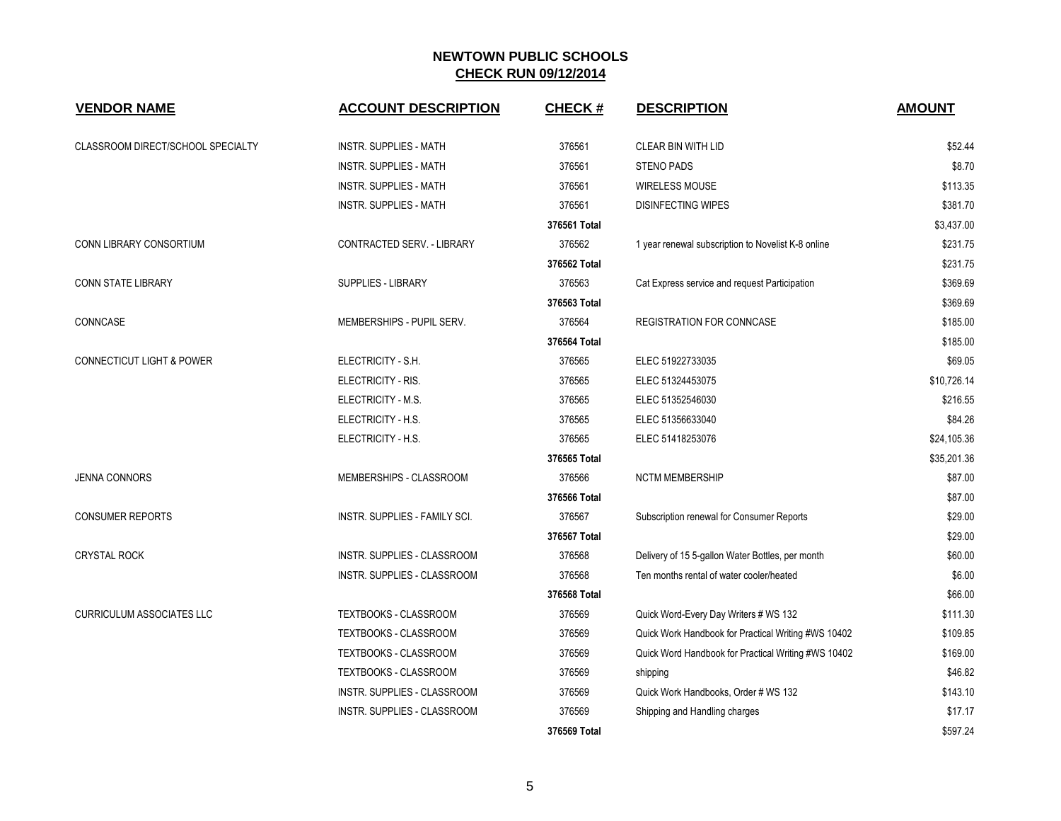# NEWTOWN PUBLIC SCHOOLS

## CHECK RUN 09/12/2014

| VENDOR NAME | ACCOUNT DESCRIPTION | CHECK # | DESCRIPTION | AMOUNT |
|---|---|---|---|---|
| CLASSROOM DIRECT/SCHOOL SPECIALTY | INSTR. SUPPLIES - MATH | 376561 | CLEAR BIN WITH LID | $52.44 |
| | INSTR. SUPPLIES - MATH | 376561 | STENO PADS | $8.70 |
| | INSTR. SUPPLIES - MATH | 376561 | WIRELESS MOUSE | $113.35 |
| | INSTR. SUPPLIES - MATH | 376561 | DISINFECTING WIPES | $381.70 |
| | | **376561 Total** | | $3,437.00 |
| CONN LIBRARY CONSORTIUM | CONTRACTED SERV. - LIBRARY | 376562 | 1 year renewal subscription to Novelist K-8 online | $231.75 |
| | | **376562 Total** | | $231.75 |
| CONN STATE LIBRARY | SUPPLIES - LIBRARY | 376563 | Cat Express service and request Participation | $369.69 |
| | | **376563 Total** | | $369.69 |
| CONNCASE | MEMBERSHIPS - PUPIL SERV. | 376564 | REGISTRATION FOR CONNCASE | $185.00 |
| | | **376564 Total** | | $185.00 |
| CONNECTICUT LIGHT & POWER | ELECTRICITY - S.H. | 376565 | ELEC 51922733035 | $69.05 |
| | ELECTRICITY - RIS. | 376565 | ELEC 51324453075 | $10,726.14 |
| | ELECTRICITY - M.S. | 376565 | ELEC 51352546030 | $216.55 |
| | ELECTRICITY - H.S. | 376565 | ELEC 51356633040 | $84.26 |
| | ELECTRICITY - H.S. | 376565 | ELEC 51418253076 | $24,105.36 |
| | | **376565 Total** | | $35,201.36 |
| JENNA CONNORS | MEMBERSHIPS - CLASSROOM | 376566 | NCTM MEMBERSHIP | $87.00 |
| | | **376566 Total** | | $87.00 |
| CONSUMER REPORTS | INSTR. SUPPLIES - FAMILY SCI. | 376567 | Subscription renewal for Consumer Reports | $29.00 |
| | | **376567 Total** | | $29.00 |
| CRYSTAL ROCK | INSTR. SUPPLIES - CLASSROOM | 376568 | Delivery of 15 5-gallon Water Bottles, per month | $60.00 |
| | INSTR. SUPPLIES - CLASSROOM | 376568 | Ten months rental of water cooler/heated | $6.00 |
| | | **376568 Total** | | $66.00 |
| CURRICULUM ASSOCIATES LLC | TEXTBOOKS - CLASSROOM | 376569 | Quick Word-Every Day Writers # WS 132 | $111.30 |
| | TEXTBOOKS - CLASSROOM | 376569 | Quick Work Handbook for Practical Writing #WS 10402 | $109.85 |
| | TEXTBOOKS - CLASSROOM | 376569 | Quick Word Handbook for Practical Writing #WS 10402 | $169.00 |
| | TEXTBOOKS - CLASSROOM | 376569 | shipping | $46.82 |
| | INSTR. SUPPLIES - CLASSROOM | 376569 | Quick Work Handbooks, Order # WS 132 | $143.10 |
| | INSTR. SUPPLIES - CLASSROOM | 376569 | Shipping and Handling charges | $17.17 |
| | | **376569 Total** | | $597.24 |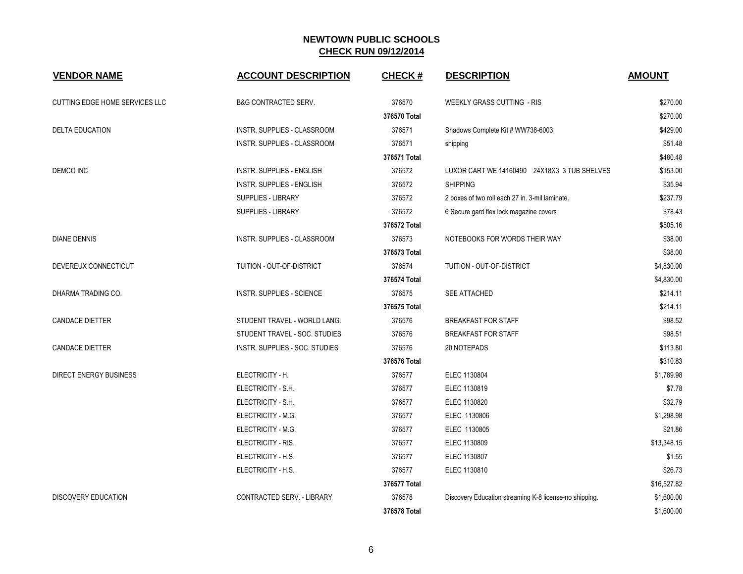# NEWTOWN PUBLIC SCHOOLS

## CHECK RUN 09/12/2014

| VENDOR NAME | ACCOUNT DESCRIPTION | CHECK # | DESCRIPTION | AMOUNT |
|---|---|---|---|---|
| CUTTING EDGE HOME SERVICES LLC | B&G CONTRACTED SERV. | 376570 | WEEKLY GRASS CUTTING - RIS | $270.00 |
| | | **376570 Total** | | $270.00 |
| DELTA EDUCATION | INSTR. SUPPLIES - CLASSROOM | 376571 | Shadows Complete Kit # WW738-6003 | $429.00 |
| | INSTR. SUPPLIES - CLASSROOM | 376571 | shipping | $51.48 |
| | | **376571 Total** | | $480.48 |
| DEMCO INC | INSTR. SUPPLIES - ENGLISH | 376572 | LUXOR CART WE 14160490 24X18X3 3 TUB SHELVES | $153.00 |
| | INSTR. SUPPLIES - ENGLISH | 376572 | SHIPPING | $35.94 |
| | SUPPLIES - LIBRARY | 376572 | 2 boxes of two roll each 27 in. 3-mil laminate. | $237.79 |
| | SUPPLIES - LIBRARY | 376572 | 6 Secure gard flex lock magazine covers | $78.43 |
| | | **376572 Total** | | $505.16 |
| DIANE DENNIS | INSTR. SUPPLIES - CLASSROOM | 376573 | NOTEBOOKS FOR WORDS THEIR WAY | $38.00 |
| | | **376573 Total** | | $38.00 |
| DEVEREUX CONNECTICUT | TUITION - OUT-OF-DISTRICT | 376574 | TUITION - OUT-OF-DISTRICT | $4,830.00 |
| | | **376574 Total** | | $4,830.00 |
| DHARMA TRADING CO. | INSTR. SUPPLIES - SCIENCE | 376575 | SEE ATTACHED | $214.11 |
| | | **376575 Total** | | $214.11 |
| CANDACE DIETTER | STUDENT TRAVEL - WORLD LANG. | 376576 | BREAKFAST FOR STAFF | $98.52 |
| | STUDENT TRAVEL - SOC. STUDIES | 376576 | BREAKFAST FOR STAFF | $98.51 |
| CANDACE DIETTER | INSTR. SUPPLIES - SOC. STUDIES | 376576 | 20 NOTEPADS | $113.80 |
| | | **376576 Total** | | $310.83 |
| DIRECT ENERGY BUSINESS | ELECTRICITY - H. | 376577 | ELEC 1130804 | $1,789.98 |
| | ELECTRICITY - S.H. | 376577 | ELEC 1130819 | $7.78 |
| | ELECTRICITY - S.H. | 376577 | ELEC 1130820 | $32.79 |
| | ELECTRICITY - M.G. | 376577 | ELEC 1130806 | $1,298.98 |
| | ELECTRICITY - M.G. | 376577 | ELEC 1130805 | $21.86 |
| | ELECTRICITY - RIS. | 376577 | ELEC 1130809 | $13,348.15 |
| | ELECTRICITY - H.S. | 376577 | ELEC 1130807 | $1.55 |
| | ELECTRICITY - H.S. | 376577 | ELEC 1130810 | $26.73 |
| | | **376577 Total** | | $16,527.82 |
| DISCOVERY EDUCATION | CONTRACTED SERV. - LIBRARY | 376578 | Discovery Education streaming K-8 license-no shipping. | $1,600.00 |
| | | **376578 Total** | | $1,600.00 |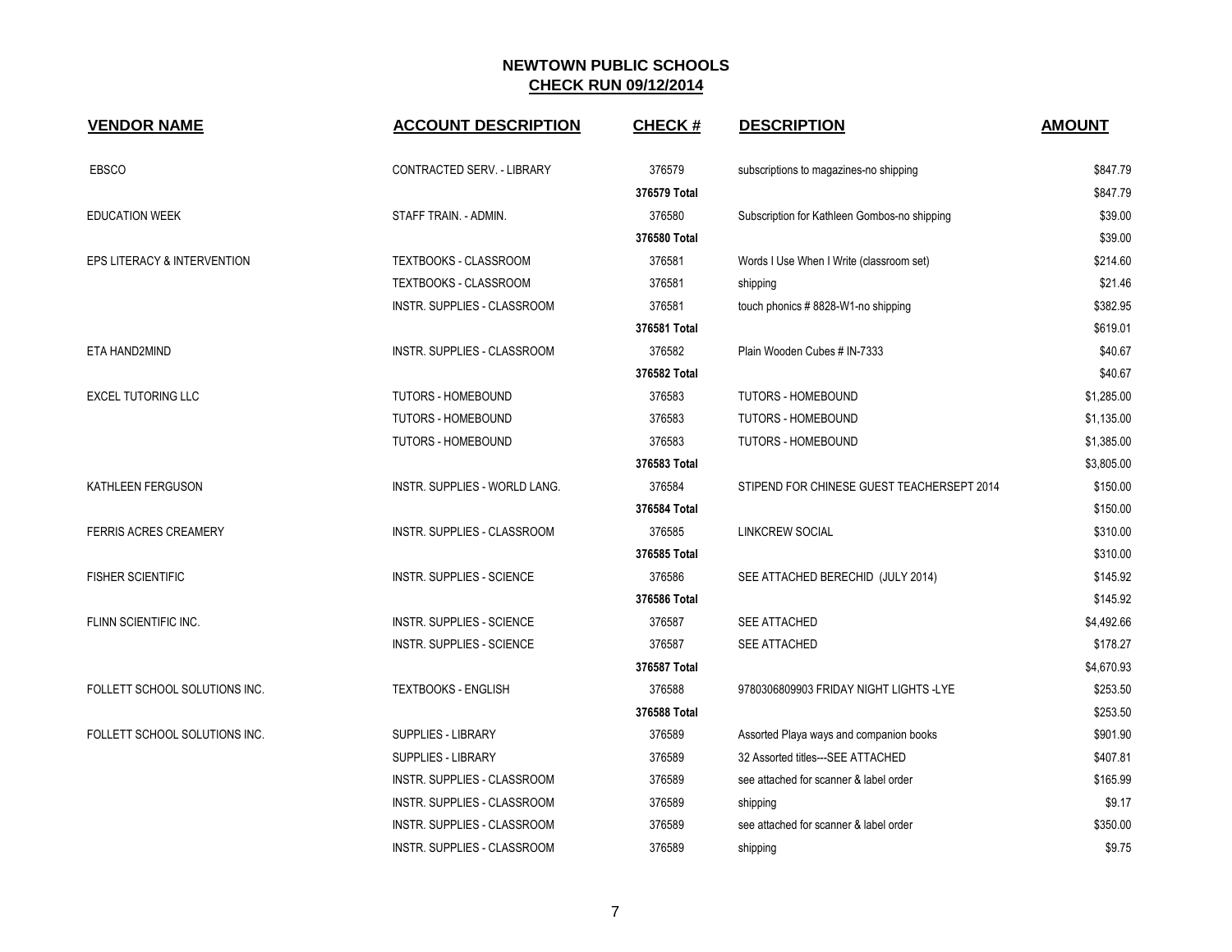## NEWTOWN PUBLIC SCHOOLS
## CHECK RUN 09/12/2014

| VENDOR NAME | ACCOUNT DESCRIPTION | CHECK # | DESCRIPTION | AMOUNT |
|---|---|---|---|---|
| EBSCO | CONTRACTED SERV. - LIBRARY | 376579 | subscriptions to magazines-no shipping | $847.79 |
| | | 376579 Total | | $847.79 |
| EDUCATION WEEK | STAFF TRAIN. - ADMIN. | 376580 | Subscription for Kathleen Gombos-no shipping | $39.00 |
| | | 376580 Total | | $39.00 |
| EPS LITERACY & INTERVENTION | TEXTBOOKS - CLASSROOM | 376581 | Words I Use When I Write (classroom set) | $214.60 |
| | TEXTBOOKS - CLASSROOM | 376581 | shipping | $21.46 |
| | INSTR. SUPPLIES - CLASSROOM | 376581 | touch phonics # 8828-W1-no shipping | $382.95 |
| | | 376581 Total | | $619.01 |
| ETA HAND2MIND | INSTR. SUPPLIES - CLASSROOM | 376582 | Plain Wooden Cubes # IN-7333 | $40.67 |
| | | 376582 Total | | $40.67 |
| EXCEL TUTORING LLC | TUTORS - HOMEBOUND | 376583 | TUTORS - HOMEBOUND | $1,285.00 |
| | TUTORS - HOMEBOUND | 376583 | TUTORS - HOMEBOUND | $1,135.00 |
| | TUTORS - HOMEBOUND | 376583 | TUTORS - HOMEBOUND | $1,385.00 |
| | | 376583 Total | | $3,805.00 |
| KATHLEEN FERGUSON | INSTR. SUPPLIES - WORLD LANG. | 376584 | STIPEND FOR CHINESE GUEST TEACHERSEPT 2014 | $150.00 |
| | | 376584 Total | | $150.00 |
| FERRIS ACRES CREAMERY | INSTR. SUPPLIES - CLASSROOM | 376585 | LINKCREW SOCIAL | $310.00 |
| | | 376585 Total | | $310.00 |
| FISHER SCIENTIFIC | INSTR. SUPPLIES - SCIENCE | 376586 | SEE ATTACHED BERECHID (JULY 2014) | $145.92 |
| | | 376586 Total | | $145.92 |
| FLINN SCIENTIFIC INC. | INSTR. SUPPLIES - SCIENCE | 376587 | SEE ATTACHED | $4,492.66 |
| | INSTR. SUPPLIES - SCIENCE | 376587 | SEE ATTACHED | $178.27 |
| | | 376587 Total | | $4,670.93 |
| FOLLETT SCHOOL SOLUTIONS INC. | TEXTBOOKS - ENGLISH | 376588 | 9780306809903 FRIDAY NIGHT LIGHTS -LYE | $253.50 |
| | | 376588 Total | | $253.50 |
| FOLLETT SCHOOL SOLUTIONS INC. | SUPPLIES - LIBRARY | 376589 | Assorted Playa ways and companion books | $901.90 |
| | SUPPLIES - LIBRARY | 376589 | 32 Assorted titles---SEE ATTACHED | $407.81 |
| | INSTR. SUPPLIES - CLASSROOM | 376589 | see attached for scanner & label order | $165.99 |
| | INSTR. SUPPLIES - CLASSROOM | 376589 | shipping | $9.17 |
| | INSTR. SUPPLIES - CLASSROOM | 376589 | see attached for scanner & label order | $350.00 |
| | INSTR. SUPPLIES - CLASSROOM | 376589 | shipping | $9.75 |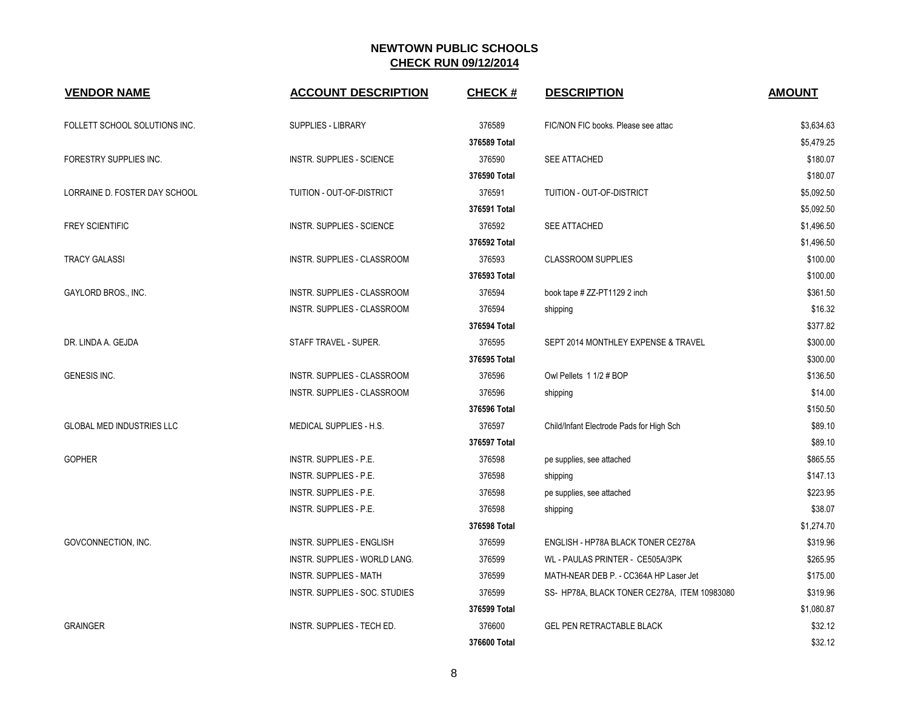# NEWTOWN PUBLIC SCHOOLS
## CHECK RUN 09/12/2014

| VENDOR NAME | ACCOUNT DESCRIPTION | CHECK # | DESCRIPTION | AMOUNT |
|---|---|---|---|---|
| FOLLETT SCHOOL SOLUTIONS INC. | SUPPLIES - LIBRARY | 376589 | FIC/NON FIC books. Please see attac | $3,634.63 |
| | | **376589 Total** | | $5,479.25 |
| FORESTRY SUPPLIES INC. | INSTR. SUPPLIES - SCIENCE | 376590 | SEE ATTACHED | $180.07 |
| | | **376590 Total** | | $180.07 |
| LORRAINE D. FOSTER DAY SCHOOL | TUITION - OUT-OF-DISTRICT | 376591 | TUITION - OUT-OF-DISTRICT | $5,092.50 |
| | | **376591 Total** | | $5,092.50 |
| FREY SCIENTIFIC | INSTR. SUPPLIES - SCIENCE | 376592 | SEE ATTACHED | $1,496.50 |
| | | **376592 Total** | | $1,496.50 |
| TRACY GALASSI | INSTR. SUPPLIES - CLASSROOM | 376593 | CLASSROOM SUPPLIES | $100.00 |
| | | **376593 Total** | | $100.00 |
| GAYLORD BROS., INC. | INSTR. SUPPLIES - CLASSROOM | 376594 | book tape # ZZ-PT1129 2 inch | $361.50 |
| | INSTR. SUPPLIES - CLASSROOM | 376594 | shipping | $16.32 |
| | | **376594 Total** | | $377.82 |
| DR. LINDA A. GEJDA | STAFF TRAVEL - SUPER. | 376595 | SEPT 2014 MONTHLEY EXPENSE & TRAVEL | $300.00 |
| | | **376595 Total** | | $300.00 |
| GENESIS INC. | INSTR. SUPPLIES - CLASSROOM | 376596 | Owl Pellets 1 1/2 # BOP | $136.50 |
| | INSTR. SUPPLIES - CLASSROOM | 376596 | shipping | $14.00 |
| | | **376596 Total** | | $150.50 |
| GLOBAL MED INDUSTRIES LLC | MEDICAL SUPPLIES - H.S. | 376597 | Child/Infant Electrode Pads for High Sch | $89.10 |
| | | **376597 Total** | | $89.10 |
| GOPHER | INSTR. SUPPLIES - P.E. | 376598 | pe supplies, see attached | $865.55 |
| | INSTR. SUPPLIES - P.E. | 376598 | shipping | $147.13 |
| | INSTR. SUPPLIES - P.E. | 376598 | pe supplies, see attached | $223.95 |
| | INSTR. SUPPLIES - P.E. | 376598 | shipping | $38.07 |
| | | **376598 Total** | | $1,274.70 |
| GOVCONNECTION, INC. | INSTR. SUPPLIES - ENGLISH | 376599 | ENGLISH - HP78A BLACK TONER CE278A | $319.96 |
| | INSTR. SUPPLIES - WORLD LANG. | 376599 | WL - PAULAS PRINTER - CE505A/3PK | $265.95 |
| | INSTR. SUPPLIES - MATH | 376599 | MATH-NEAR DEB P. - CC364A HP Laser Jet | $175.00 |
| | INSTR. SUPPLIES - SOC. STUDIES | 376599 | SS- HP78A, BLACK TONER CE278A, ITEM 10983080 | $319.96 |
| | | **376599 Total** | | $1,080.87 |
| GRAINGER | INSTR. SUPPLIES - TECH ED. | 376600 | GEL PEN RETRACTABLE BLACK | $32.12 |
| | | **376600 Total** | | $32.12 |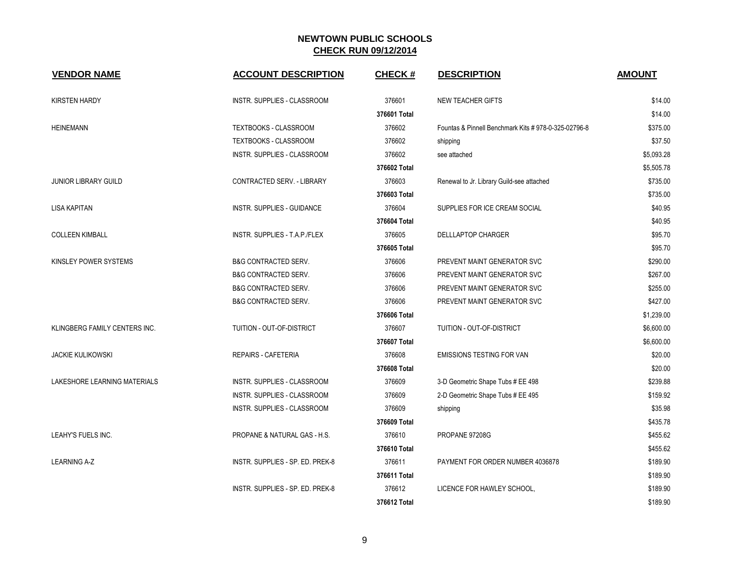# NEWTOWN PUBLIC SCHOOLS
## CHECK RUN 09/12/2014

| VENDOR NAME | ACCOUNT DESCRIPTION | CHECK # | DESCRIPTION | AMOUNT |
|---|---|---|---|---|
| KIRSTEN HARDY | INSTR. SUPPLIES - CLASSROOM | 376601 | NEW TEACHER GIFTS | $14.00 |
| | | **376601 Total** | | $14.00 |
| HEINEMANN | TEXTBOOKS - CLASSROOM | 376602 | Fountas & Pinnell Benchmark Kits # 978-0-325-02796-8 | $375.00 |
| | TEXTBOOKS - CLASSROOM | 376602 | shipping | $37.50 |
| | INSTR. SUPPLIES - CLASSROOM | 376602 | see attached | $5,093.28 |
| | | **376602 Total** | | $5,505.78 |
| JUNIOR LIBRARY GUILD | CONTRACTED SERV. - LIBRARY | 376603 | Renewal to Jr. Library Guild-see attached | $735.00 |
| | | **376603 Total** | | $735.00 |
| LISA KAPITAN | INSTR. SUPPLIES - GUIDANCE | 376604 | SUPPLIES FOR ICE CREAM SOCIAL | $40.95 |
| | | **376604 Total** | | $40.95 |
| COLLEEN KIMBALL | INSTR. SUPPLIES - T.A.P./FLEX | 376605 | DELLLAPTOP CHARGER | $95.70 |
| | | **376605 Total** | | $95.70 |
| KINSLEY POWER SYSTEMS | B&G CONTRACTED SERV. | 376606 | PREVENT MAINT GENERATOR SVC | $290.00 |
| | B&G CONTRACTED SERV. | 376606 | PREVENT MAINT GENERATOR SVC | $267.00 |
| | B&G CONTRACTED SERV. | 376606 | PREVENT MAINT GENERATOR SVC | $255.00 |
| | B&G CONTRACTED SERV. | 376606 | PREVENT MAINT GENERATOR SVC | $427.00 |
| | | **376606 Total** | | $1,239.00 |
| KLINGBERG FAMILY CENTERS INC. | TUITION - OUT-OF-DISTRICT | 376607 | TUITION - OUT-OF-DISTRICT | $6,600.00 |
| | | **376607 Total** | | $6,600.00 |
| JACKIE KULIKOWSKI | REPAIRS - CAFETERIA | 376608 | EMISSIONS TESTING FOR VAN | $20.00 |
| | | **376608 Total** | | $20.00 |
| LAKESHORE LEARNING MATERIALS | INSTR. SUPPLIES - CLASSROOM | 376609 | 3-D Geometric Shape Tubs # EE 498 | $239.88 |
| | INSTR. SUPPLIES - CLASSROOM | 376609 | 2-D Geometric Shape Tubs # EE 495 | $159.92 |
| | INSTR. SUPPLIES - CLASSROOM | 376609 | shipping | $35.98 |
| | | **376609 Total** | | $435.78 |
| LEAHY'S FUELS INC. | PROPANE & NATURAL GAS - H.S. | 376610 | PROPANE 97208G | $455.62 |
| | | **376610 Total** | | $455.62 |
| LEARNING A-Z | INSTR. SUPPLIES - SP. ED. PREK-8 | 376611 | PAYMENT FOR ORDER NUMBER 4036878 | $189.90 |
| | | **376611 Total** | | $189.90 |
| | INSTR. SUPPLIES - SP. ED. PREK-8 | 376612 | LICENCE FOR HAWLEY SCHOOL, | $189.90 |
| | | **376612 Total** | | $189.90 |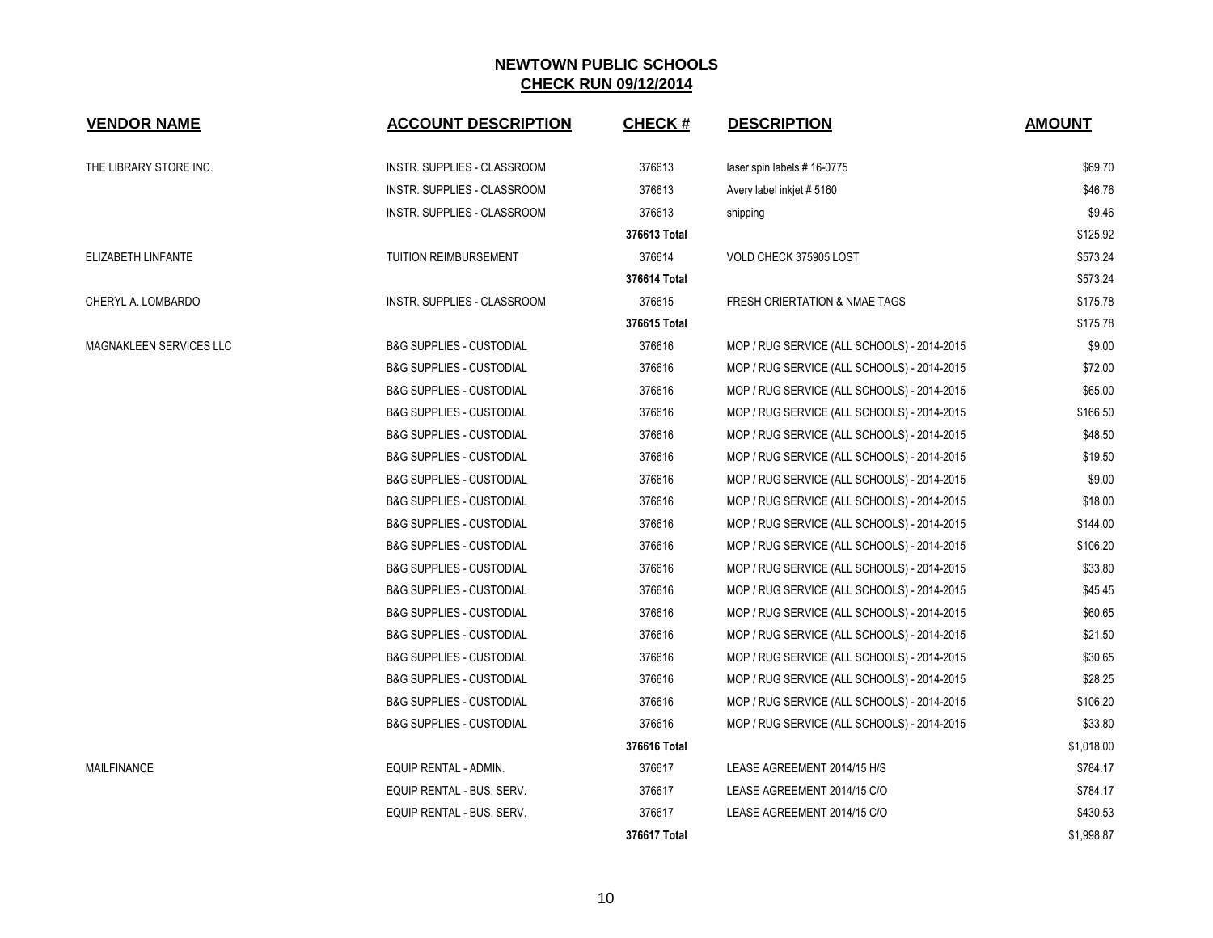# NEWTOWN PUBLIC SCHOOLS

## CHECK RUN 09/12/2014

| VENDOR NAME | ACCOUNT DESCRIPTION | CHECK # | DESCRIPTION | AMOUNT |
|---|---|---|---|---|
| THE LIBRARY STORE INC. | INSTR. SUPPLIES - CLASSROOM | 376613 | laser spin labels # 16-0775 | $69.70 |
| | INSTR. SUPPLIES - CLASSROOM | 376613 | Avery label inkjet # 5160 | $46.76 |
| | INSTR. SUPPLIES - CLASSROOM | 376613 | shipping | $9.46 |
| | | **376613 Total** | | $125.92 |
| ELIZABETH LINFANTE | TUITION REIMBURSEMENT | 376614 | VOLD CHECK 375905 LOST | $573.24 |
| | | **376614 Total** | | $573.24 |
| CHERYL A. LOMBARDO | INSTR. SUPPLIES - CLASSROOM | 376615 | FRESH ORIERTATION & NMAE TAGS | $175.78 |
| | | **376615 Total** | | $175.78 |
| MAGNAKLEEN SERVICES LLC | B&G SUPPLIES - CUSTODIAL | 376616 | MOP / RUG SERVICE (ALL SCHOOLS) - 2014-2015 | $9.00 |
| | B&G SUPPLIES - CUSTODIAL | 376616 | MOP / RUG SERVICE (ALL SCHOOLS) - 2014-2015 | $72.00 |
| | B&G SUPPLIES - CUSTODIAL | 376616 | MOP / RUG SERVICE (ALL SCHOOLS) - 2014-2015 | $65.00 |
| | B&G SUPPLIES - CUSTODIAL | 376616 | MOP / RUG SERVICE (ALL SCHOOLS) - 2014-2015 | $166.50 |
| | B&G SUPPLIES - CUSTODIAL | 376616 | MOP / RUG SERVICE (ALL SCHOOLS) - 2014-2015 | $48.50 |
| | B&G SUPPLIES - CUSTODIAL | 376616 | MOP / RUG SERVICE (ALL SCHOOLS) - 2014-2015 | $19.50 |
| | B&G SUPPLIES - CUSTODIAL | 376616 | MOP / RUG SERVICE (ALL SCHOOLS) - 2014-2015 | $9.00 |
| | B&G SUPPLIES - CUSTODIAL | 376616 | MOP / RUG SERVICE (ALL SCHOOLS) - 2014-2015 | $18.00 |
| | B&G SUPPLIES - CUSTODIAL | 376616 | MOP / RUG SERVICE (ALL SCHOOLS) - 2014-2015 | $144.00 |
| | B&G SUPPLIES - CUSTODIAL | 376616 | MOP / RUG SERVICE (ALL SCHOOLS) - 2014-2015 | $106.20 |
| | B&G SUPPLIES - CUSTODIAL | 376616 | MOP / RUG SERVICE (ALL SCHOOLS) - 2014-2015 | $33.80 |
| | B&G SUPPLIES - CUSTODIAL | 376616 | MOP / RUG SERVICE (ALL SCHOOLS) - 2014-2015 | $45.45 |
| | B&G SUPPLIES - CUSTODIAL | 376616 | MOP / RUG SERVICE (ALL SCHOOLS) - 2014-2015 | $60.65 |
| | B&G SUPPLIES - CUSTODIAL | 376616 | MOP / RUG SERVICE (ALL SCHOOLS) - 2014-2015 | $21.50 |
| | B&G SUPPLIES - CUSTODIAL | 376616 | MOP / RUG SERVICE (ALL SCHOOLS) - 2014-2015 | $30.65 |
| | B&G SUPPLIES - CUSTODIAL | 376616 | MOP / RUG SERVICE (ALL SCHOOLS) - 2014-2015 | $28.25 |
| | B&G SUPPLIES - CUSTODIAL | 376616 | MOP / RUG SERVICE (ALL SCHOOLS) - 2014-2015 | $106.20 |
| | B&G SUPPLIES - CUSTODIAL | 376616 | MOP / RUG SERVICE (ALL SCHOOLS) - 2014-2015 | $33.80 |
| | | **376616 Total** | | $1,018.00 |
| MAILFINANCE | EQUIP RENTAL - ADMIN. | 376617 | LEASE AGREEMENT 2014/15 H/S | $784.17 |
| | EQUIP RENTAL - BUS. SERV. | 376617 | LEASE AGREEMENT 2014/15 C/O | $784.17 |
| | EQUIP RENTAL - BUS. SERV. | 376617 | LEASE AGREEMENT 2014/15 C/O | $430.53 |
| | | **376617 Total** | | $1,998.87 |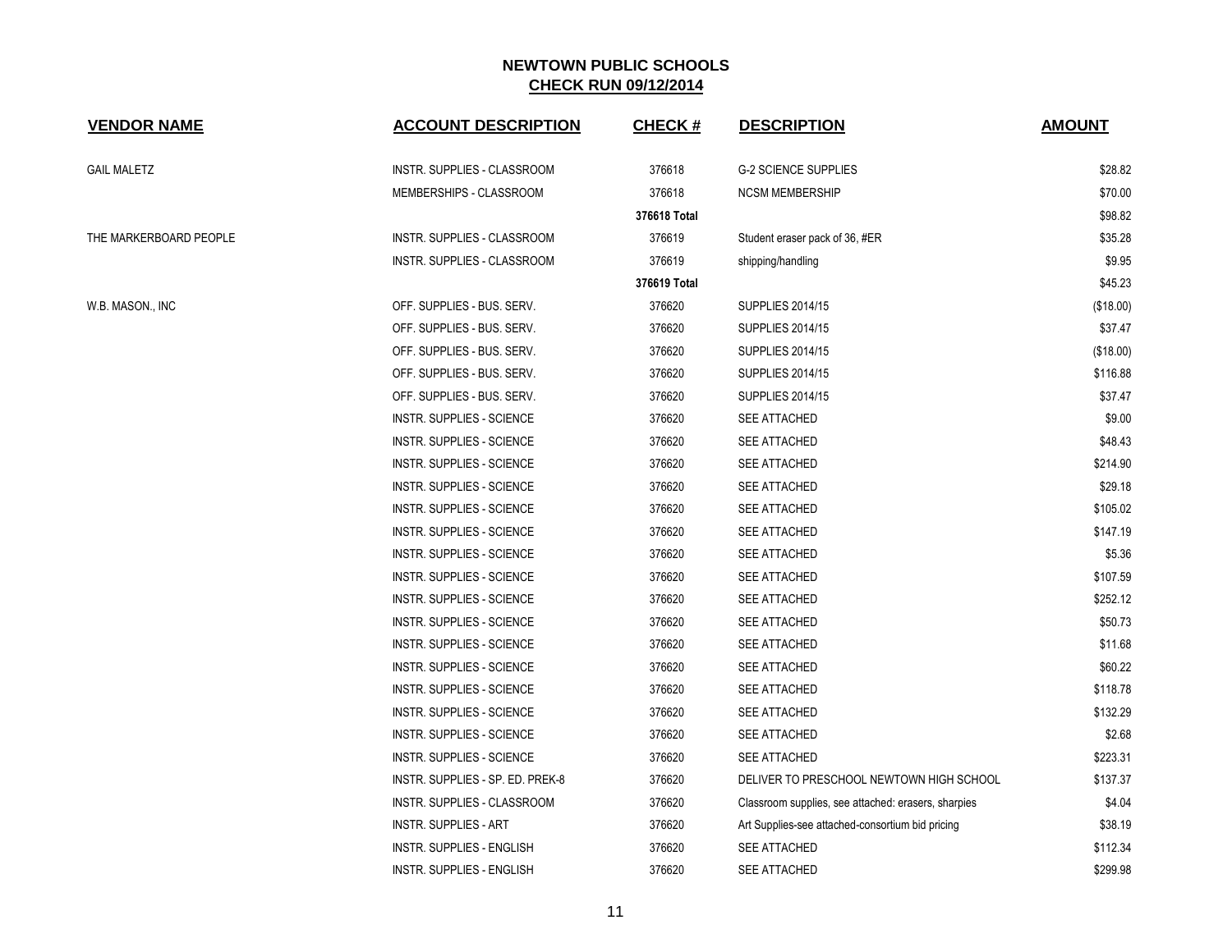# NEWTOWN PUBLIC SCHOOLS

## CHECK RUN 09/12/2014

| VENDOR NAME | ACCOUNT DESCRIPTION | CHECK # | DESCRIPTION | AMOUNT |
|---|---|---|---|---|
| GAIL MALETZ | INSTR. SUPPLIES - CLASSROOM | 376618 | G-2 SCIENCE SUPPLIES | $28.82 |
| | MEMBERSHIPS - CLASSROOM | 376618 | NCSM MEMBERSHIP | $70.00 |
| | | **376618 Total** | | $98.82 |
| THE MARKERBOARD PEOPLE | INSTR. SUPPLIES - CLASSROOM | 376619 | Student eraser pack of 36, #ER | $35.28 |
| | INSTR. SUPPLIES - CLASSROOM | 376619 | shipping/handling | $9.95 |
| | | **376619 Total** | | $45.23 |
| W.B. MASON., INC | OFF. SUPPLIES - BUS. SERV. | 376620 | SUPPLIES 2014/15 | ($18.00) |
| | OFF. SUPPLIES - BUS. SERV. | 376620 | SUPPLIES 2014/15 | $37.47 |
| | OFF. SUPPLIES - BUS. SERV. | 376620 | SUPPLIES 2014/15 | ($18.00) |
| | OFF. SUPPLIES - BUS. SERV. | 376620 | SUPPLIES 2014/15 | $116.88 |
| | OFF. SUPPLIES - BUS. SERV. | 376620 | SUPPLIES 2014/15 | $37.47 |
| | INSTR. SUPPLIES - SCIENCE | 376620 | SEE ATTACHED | $9.00 |
| | INSTR. SUPPLIES - SCIENCE | 376620 | SEE ATTACHED | $48.43 |
| | INSTR. SUPPLIES - SCIENCE | 376620 | SEE ATTACHED | $214.90 |
| | INSTR. SUPPLIES - SCIENCE | 376620 | SEE ATTACHED | $29.18 |
| | INSTR. SUPPLIES - SCIENCE | 376620 | SEE ATTACHED | $105.02 |
| | INSTR. SUPPLIES - SCIENCE | 376620 | SEE ATTACHED | $147.19 |
| | INSTR. SUPPLIES - SCIENCE | 376620 | SEE ATTACHED | $5.36 |
| | INSTR. SUPPLIES - SCIENCE | 376620 | SEE ATTACHED | $107.59 |
| | INSTR. SUPPLIES - SCIENCE | 376620 | SEE ATTACHED | $252.12 |
| | INSTR. SUPPLIES - SCIENCE | 376620 | SEE ATTACHED | $50.73 |
| | INSTR. SUPPLIES - SCIENCE | 376620 | SEE ATTACHED | $11.68 |
| | INSTR. SUPPLIES - SCIENCE | 376620 | SEE ATTACHED | $60.22 |
| | INSTR. SUPPLIES - SCIENCE | 376620 | SEE ATTACHED | $118.78 |
| | INSTR. SUPPLIES - SCIENCE | 376620 | SEE ATTACHED | $132.29 |
| | INSTR. SUPPLIES - SCIENCE | 376620 | SEE ATTACHED | $2.68 |
| | INSTR. SUPPLIES - SCIENCE | 376620 | SEE ATTACHED | $223.31 |
| | INSTR. SUPPLIES - SP. ED. PREK-8 | 376620 | DELIVER TO PRESCHOOL NEWTOWN HIGH SCHOOL | $137.37 |
| | INSTR. SUPPLIES - CLASSROOM | 376620 | Classroom supplies, see attached: erasers, sharpies | $4.04 |
| | INSTR. SUPPLIES - ART | 376620 | Art Supplies-see attached-consortium bid pricing | $38.19 |
| | INSTR. SUPPLIES - ENGLISH | 376620 | SEE ATTACHED | $112.34 |
| | INSTR. SUPPLIES - ENGLISH | 376620 | SEE ATTACHED | $299.98 |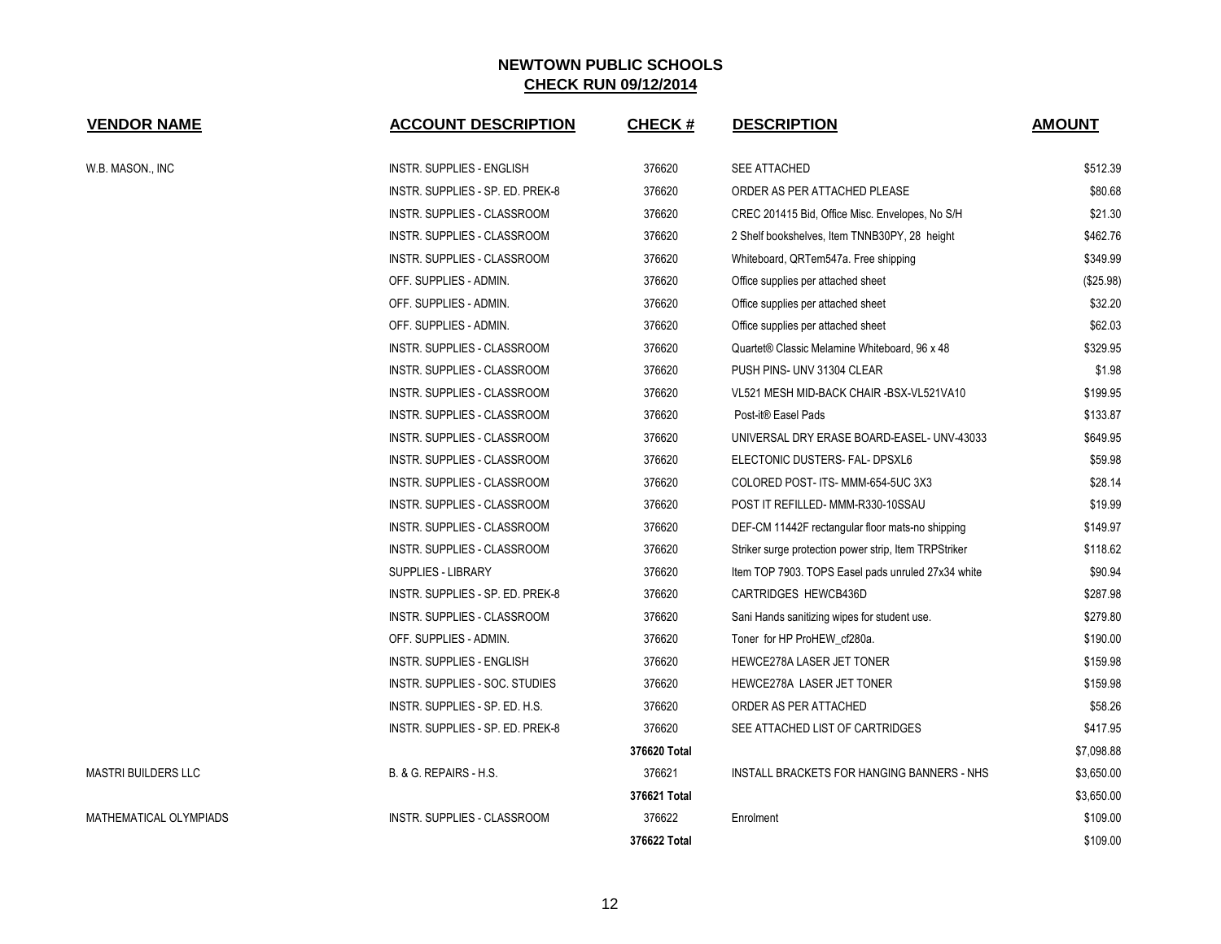# NEWTOWN PUBLIC SCHOOLS

## CHECK RUN 09/12/2014

| VENDOR NAME | ACCOUNT DESCRIPTION | CHECK # | DESCRIPTION | AMOUNT |
|---|---|---|---|---|
| W.B. MASON., INC | INSTR. SUPPLIES - ENGLISH | 376620 | SEE ATTACHED | $512.39 |
| | INSTR. SUPPLIES - SP. ED. PREK-8 | 376620 | ORDER AS PER ATTACHED PLEASE | $80.68 |
| | INSTR. SUPPLIES - CLASSROOM | 376620 | CREC 201415 Bid, Office Misc. Envelopes, No S/H | $21.30 |
| | INSTR. SUPPLIES - CLASSROOM | 376620 | 2 Shelf bookshelves, Item TNNB30PY, 28 height | $462.76 |
| | INSTR. SUPPLIES - CLASSROOM | 376620 | Whiteboard, QRTem547a. Free shipping | $349.99 |
| | OFF. SUPPLIES - ADMIN. | 376620 | Office supplies per attached sheet | ($25.98) |
| | OFF. SUPPLIES - ADMIN. | 376620 | Office supplies per attached sheet | $32.20 |
| | OFF. SUPPLIES - ADMIN. | 376620 | Office supplies per attached sheet | $62.03 |
| | INSTR. SUPPLIES - CLASSROOM | 376620 | Quartet® Classic Melamine Whiteboard, 96 x 48 | $329.95 |
| | INSTR. SUPPLIES - CLASSROOM | 376620 | PUSH PINS- UNV 31304 CLEAR | $1.98 |
| | INSTR. SUPPLIES - CLASSROOM | 376620 | VL521 MESH MID-BACK CHAIR -BSX-VL521VA10 | $199.95 |
| | INSTR. SUPPLIES - CLASSROOM | 376620 | Post-it® Easel Pads | $133.87 |
| | INSTR. SUPPLIES - CLASSROOM | 376620 | UNIVERSAL DRY ERASE BOARD-EASEL- UNV-43033 | $649.95 |
| | INSTR. SUPPLIES - CLASSROOM | 376620 | ELECTONIC DUSTERS- FAL- DPSXL6 | $59.98 |
| | INSTR. SUPPLIES - CLASSROOM | 376620 | COLORED POST- ITS- MMM-654-5UC 3X3 | $28.14 |
| | INSTR. SUPPLIES - CLASSROOM | 376620 | POST IT REFILLED- MMM-R330-10SSAU | $19.99 |
| | INSTR. SUPPLIES - CLASSROOM | 376620 | DEF-CM 11442F rectangular floor mats-no shipping | $149.97 |
| | INSTR. SUPPLIES - CLASSROOM | 376620 | Striker surge protection power strip, Item TRPStriker | $118.62 |
| | SUPPLIES - LIBRARY | 376620 | Item TOP 7903. TOPS Easel pads unruled 27x34 white | $90.94 |
| | INSTR. SUPPLIES - SP. ED. PREK-8 | 376620 | CARTRIDGES HEWCB436D | $287.98 |
| | INSTR. SUPPLIES - CLASSROOM | 376620 | Sani Hands sanitizing wipes for student use. | $279.80 |
| | OFF. SUPPLIES - ADMIN. | 376620 | Toner for HP ProHEW_cf280a. | $190.00 |
| | INSTR. SUPPLIES - ENGLISH | 376620 | HEWCE278A LASER JET TONER | $159.98 |
| | INSTR. SUPPLIES - SOC. STUDIES | 376620 | HEWCE278A LASER JET TONER | $159.98 |
| | INSTR. SUPPLIES - SP. ED. H.S. | 376620 | ORDER AS PER ATTACHED | $58.26 |
| | INSTR. SUPPLIES - SP. ED. PREK-8 | 376620 | SEE ATTACHED LIST OF CARTRIDGES | $417.95 |
| | | **376620 Total** | | $7,098.88 |
| MASTRI BUILDERS LLC | B. & G. REPAIRS - H.S. | 376621 | INSTALL BRACKETS FOR HANGING BANNERS - NHS | $3,650.00 |
| | | **376621 Total** | | $3,650.00 |
| MATHEMATICAL OLYMPIADS | INSTR. SUPPLIES - CLASSROOM | 376622 | Enrolment | $109.00 |
| | | **376622 Total** | | $109.00 |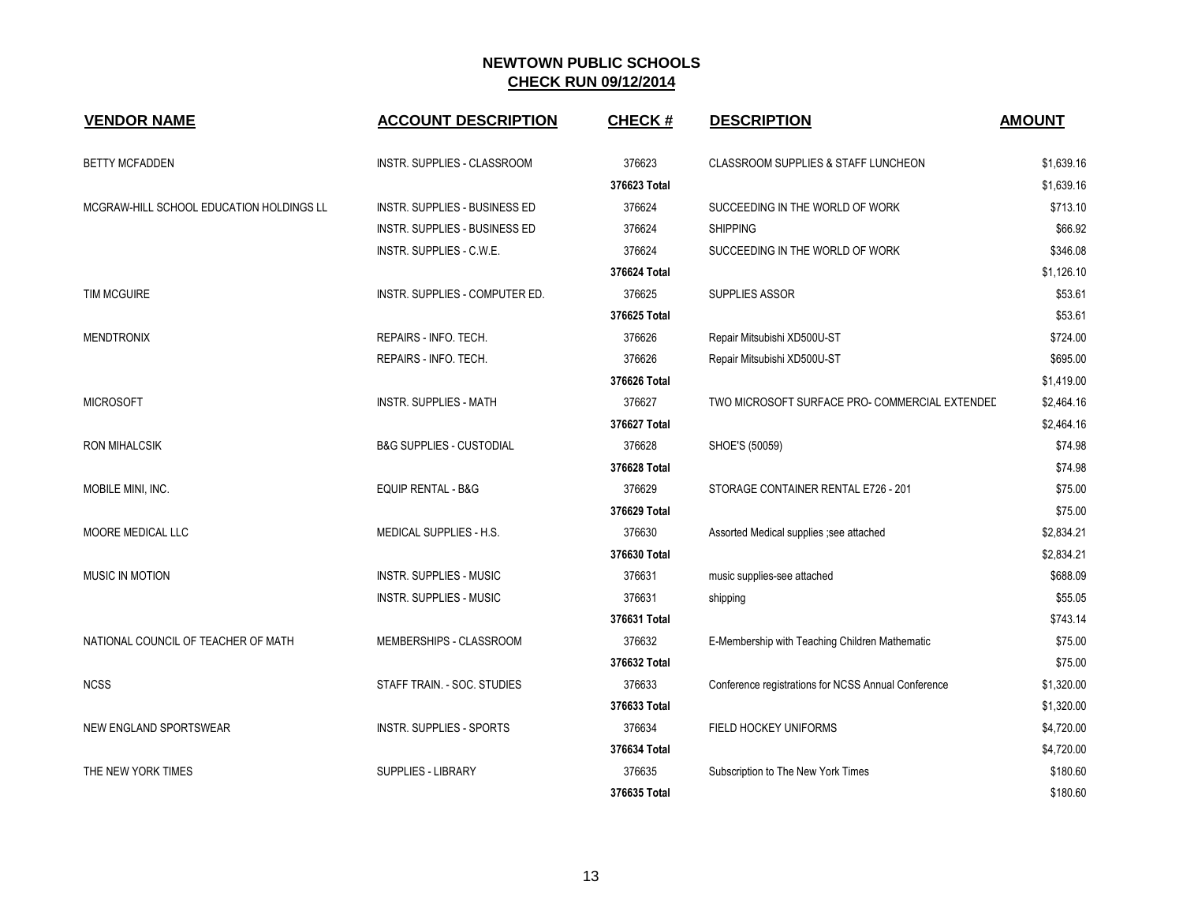# NEWTOWN PUBLIC SCHOOLS

## CHECK RUN 09/12/2014

| VENDOR NAME | ACCOUNT DESCRIPTION | CHECK # | DESCRIPTION | AMOUNT |
|---|---|---|---|---|
| BETTY MCFADDEN | INSTR. SUPPLIES - CLASSROOM | 376623 | CLASSROOM SUPPLIES & STAFF LUNCHEON | $1,639.16 |
| | | **376623 Total** | | $1,639.16 |
| MCGRAW-HILL SCHOOL EDUCATION HOLDINGS LL | INSTR. SUPPLIES - BUSINESS ED | 376624 | SUCCEEDING IN THE WORLD OF WORK | $713.10 |
| | INSTR. SUPPLIES - BUSINESS ED | 376624 | SHIPPING | $66.92 |
| | INSTR. SUPPLIES - C.W.E. | 376624 | SUCCEEDING IN THE WORLD OF WORK | $346.08 |
| | | **376624 Total** | | $1,126.10 |
| TIM MCGUIRE | INSTR. SUPPLIES - COMPUTER ED. | 376625 | SUPPLIES ASSOR | $53.61 |
| | | **376625 Total** | | $53.61 |
| MENDTRONIX | REPAIRS - INFO. TECH. | 376626 | Repair Mitsubishi XD500U-ST | $724.00 |
| | REPAIRS - INFO. TECH. | 376626 | Repair Mitsubishi XD500U-ST | $695.00 |
| | | **376626 Total** | | $1,419.00 |
| MICROSOFT | INSTR. SUPPLIES - MATH | 376627 | TWO MICROSOFT SURFACE PRO- COMMERCIAL EXTENDED | $2,464.16 |
| | | **376627 Total** | | $2,464.16 |
| RON MIHALCSIK | B&G SUPPLIES - CUSTODIAL | 376628 | SHOE'S (50059) | $74.98 |
| | | **376628 Total** | | $74.98 |
| MOBILE MINI, INC. | EQUIP RENTAL - B&G | 376629 | STORAGE CONTAINER RENTAL E726 - 201 | $75.00 |
| | | **376629 Total** | | $75.00 |
| MOORE MEDICAL LLC | MEDICAL SUPPLIES - H.S. | 376630 | Assorted Medical supplies ;see attached | $2,834.21 |
| | | **376630 Total** | | $2,834.21 |
| MUSIC IN MOTION | INSTR. SUPPLIES - MUSIC | 376631 | music supplies-see attached | $688.09 |
| | INSTR. SUPPLIES - MUSIC | 376631 | shipping | $55.05 |
| | | **376631 Total** | | $743.14 |
| NATIONAL COUNCIL OF TEACHER OF MATH | MEMBERSHIPS - CLASSROOM | 376632 | E-Membership with Teaching Children Mathematic | $75.00 |
| | | **376632 Total** | | $75.00 |
| NCSS | STAFF TRAIN. - SOC. STUDIES | 376633 | Conference registrations for NCSS Annual Conference | $1,320.00 |
| | | **376633 Total** | | $1,320.00 |
| NEW ENGLAND SPORTSWEAR | INSTR. SUPPLIES - SPORTS | 376634 | FIELD HOCKEY UNIFORMS | $4,720.00 |
| | | **376634 Total** | | $4,720.00 |
| THE NEW YORK TIMES | SUPPLIES - LIBRARY | 376635 | Subscription to The New York Times | $180.60 |
| | | **376635 Total** | | $180.60 |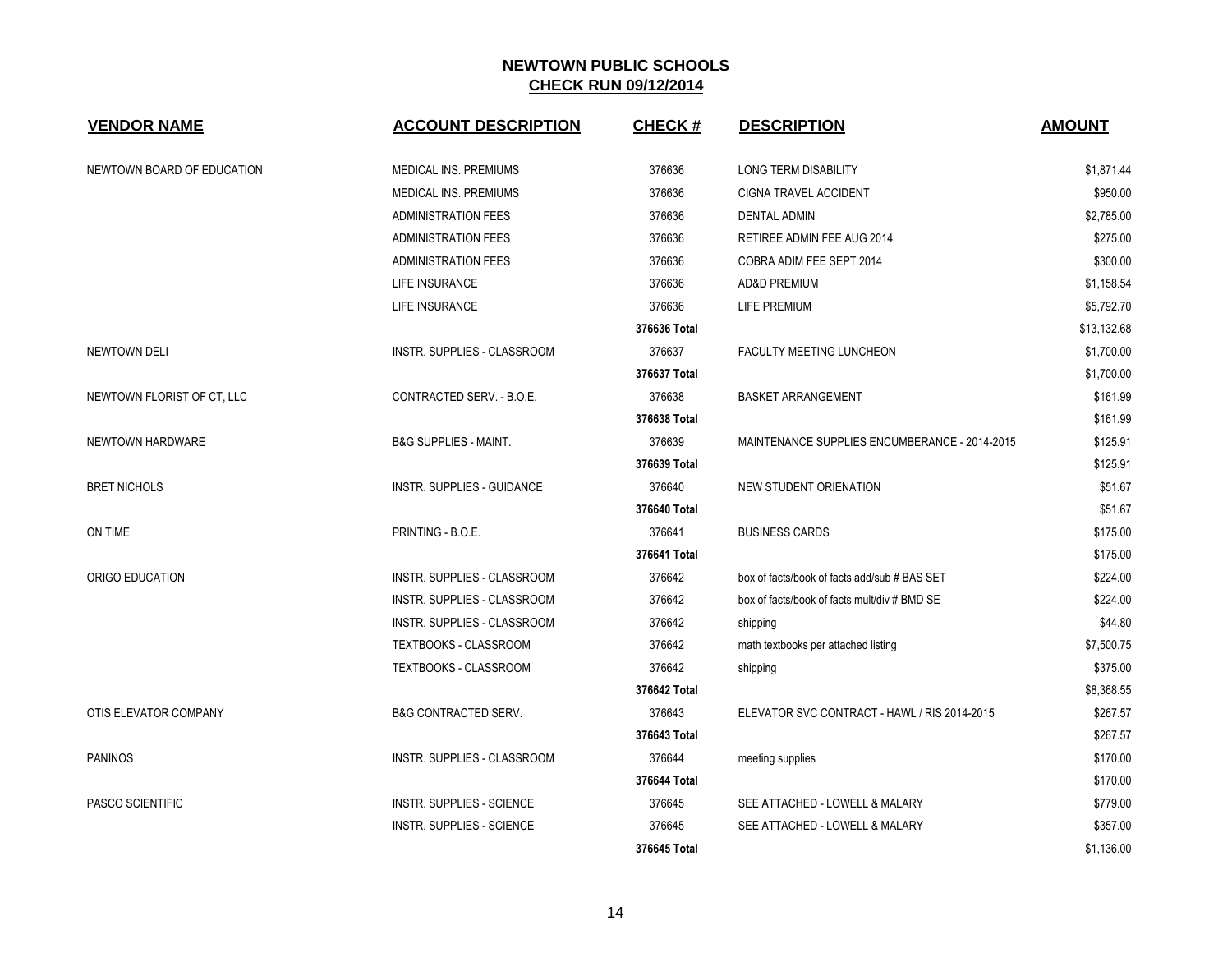# NEWTOWN PUBLIC SCHOOLS

## CHECK RUN 09/12/2014

| VENDOR NAME | ACCOUNT DESCRIPTION | CHECK # | DESCRIPTION | AMOUNT |
|---|---|---|---|---|
| NEWTOWN BOARD OF EDUCATION | MEDICAL INS. PREMIUMS | 376636 | LONG TERM DISABILITY | $1,871.44 |
| | MEDICAL INS. PREMIUMS | 376636 | CIGNA TRAVEL ACCIDENT | $950.00 |
| | ADMINISTRATION FEES | 376636 | DENTAL ADMIN | $2,785.00 |
| | ADMINISTRATION FEES | 376636 | RETIREE ADMIN FEE AUG 2014 | $275.00 |
| | ADMINISTRATION FEES | 376636 | COBRA ADIM FEE SEPT 2014 | $300.00 |
| | LIFE INSURANCE | 376636 | AD&D PREMIUM | $1,158.54 |
| | LIFE INSURANCE | 376636 | LIFE PREMIUM | $5,792.70 |
| | | **376636 Total** | | $13,132.68 |
| NEWTOWN DELI | INSTR. SUPPLIES - CLASSROOM | 376637 | FACULTY MEETING LUNCHEON | $1,700.00 |
| | | **376637 Total** | | $1,700.00 |
| NEWTOWN FLORIST OF CT, LLC | CONTRACTED SERV. - B.O.E. | 376638 | BASKET ARRANGEMENT | $161.99 |
| | | **376638 Total** | | $161.99 |
| NEWTOWN HARDWARE | B&G SUPPLIES - MAINT. | 376639 | MAINTENANCE SUPPLIES ENCUMBERANCE - 2014-2015 | $125.91 |
| | | **376639 Total** | | $125.91 |
| BRET NICHOLS | INSTR. SUPPLIES - GUIDANCE | 376640 | NEW STUDENT ORIENATION | $51.67 |
| | | **376640 Total** | | $51.67 |
| ON TIME | PRINTING - B.O.E. | 376641 | BUSINESS CARDS | $175.00 |
| | | **376641 Total** | | $175.00 |
| ORIGO EDUCATION | INSTR. SUPPLIES - CLASSROOM | 376642 | box of facts/book of facts add/sub # BAS SET | $224.00 |
| | INSTR. SUPPLIES - CLASSROOM | 376642 | box of facts/book of facts mult/div # BMD SE | $224.00 |
| | INSTR. SUPPLIES - CLASSROOM | 376642 | shipping | $44.80 |
| | TEXTBOOKS - CLASSROOM | 376642 | math textbooks per attached listing | $7,500.75 |
| | TEXTBOOKS - CLASSROOM | 376642 | shipping | $375.00 |
| | | **376642 Total** | | $8,368.55 |
| OTIS ELEVATOR COMPANY | B&G CONTRACTED SERV. | 376643 | ELEVATOR SVC CONTRACT - HAWL / RIS 2014-2015 | $267.57 |
| | | **376643 Total** | | $267.57 |
| PANINOS | INSTR. SUPPLIES - CLASSROOM | 376644 | meeting supplies | $170.00 |
| | | **376644 Total** | | $170.00 |
| PASCO SCIENTIFIC | INSTR. SUPPLIES - SCIENCE | 376645 | SEE ATTACHED - LOWELL & MALARY | $779.00 |
| | INSTR. SUPPLIES - SCIENCE | 376645 | SEE ATTACHED - LOWELL & MALARY | $357.00 |
| | | **376645 Total** | | $1,136.00 |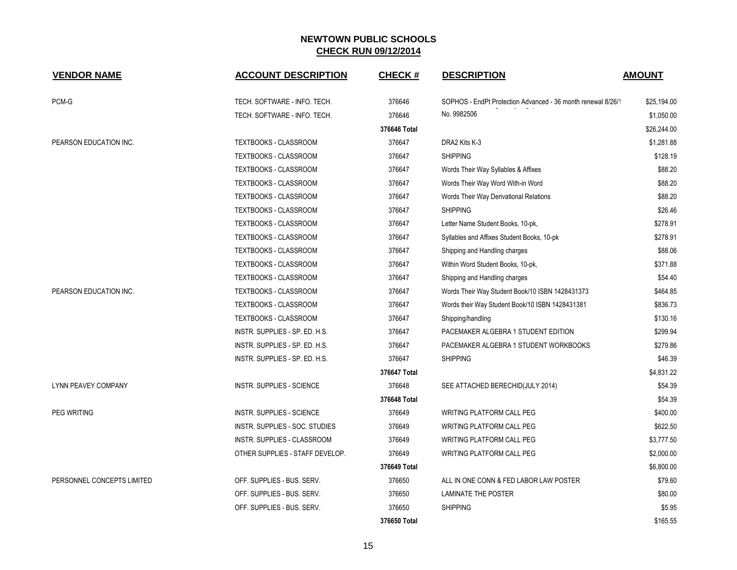# NEWTOWN PUBLIC SCHOOLS

## CHECK RUN 09/12/2014

| VENDOR NAME | ACCOUNT DESCRIPTION | CHECK # | DESCRIPTION | AMOUNT |
|---|---|---|---|---|
| PCM-G | TECH. SOFTWARE - INFO. TECH. | 376646 | SOPHOS - EndPt Protection Advanced - 36 month renewal 8/26/1 | $25,194.00 |
| | TECH. SOFTWARE - INFO. TECH. | 376646 | No. 9982506 | $1,050.00 |
| | | **376646 Total** | | $26,244.00 |
| PEARSON EDUCATION INC. | TEXTBOOKS - CLASSROOM | 376647 | DRA2 Kits K-3 | $1,281.88 |
| | TEXTBOOKS - CLASSROOM | 376647 | SHIPPING | $128.19 |
| | TEXTBOOKS - CLASSROOM | 376647 | Words Their Way Syllables & Affixes | $88.20 |
| | TEXTBOOKS - CLASSROOM | 376647 | Words Their Way Word With-in Word | $88.20 |
| | TEXTBOOKS - CLASSROOM | 376647 | Words Their Way Derivational Relations | $88.20 |
| | TEXTBOOKS - CLASSROOM | 376647 | SHIPPING | $26.46 |
| | TEXTBOOKS - CLASSROOM | 376647 | Letter Name Student Books, 10-pk, | $278.91 |
| | TEXTBOOKS - CLASSROOM | 376647 | Syllables and Affixes Student Books, 10-pk | $278.91 |
| | TEXTBOOKS - CLASSROOM | 376647 | Shipping and Handling charges | $88.06 |
| | TEXTBOOKS - CLASSROOM | 376647 | Within Word Student Books, 10-pk, | $371.88 |
| | TEXTBOOKS - CLASSROOM | 376647 | Shipping and Handling charges | $54.40 |
| PEARSON EDUCATION INC. | TEXTBOOKS - CLASSROOM | 376647 | Words Their Way Student Book/10 ISBN 1428431373 | $464.85 |
| | TEXTBOOKS - CLASSROOM | 376647 | Words their Way Student Book/10 ISBN 1428431381 | $836.73 |
| | TEXTBOOKS - CLASSROOM | 376647 | Shipping/handling | $130.16 |
| | INSTR. SUPPLIES - SP. ED. H.S. | 376647 | PACEMAKER ALGEBRA 1 STUDENT EDITION | $299.94 |
| | INSTR. SUPPLIES - SP. ED. H.S. | 376647 | PACEMAKER ALGEBRA 1 STUDENT WORKBOOKS | $279.86 |
| | INSTR. SUPPLIES - SP. ED. H.S. | 376647 | SHIPPING | $46.39 |
| | | **376647 Total** | | $4,831.22 |
| LYNN PEAVEY COMPANY | INSTR. SUPPLIES - SCIENCE | 376648 | SEE ATTACHED BERECHID(JULY 2014) | $54.39 |
| | | **376648 Total** | | $54.39 |
| PEG WRITING | INSTR. SUPPLIES - SCIENCE | 376649 | WRITING PLATFORM CALL PEG | $400.00 |
| | INSTR. SUPPLIES - SOC. STUDIES | 376649 | WRITING PLATFORM CALL PEG | $622.50 |
| | INSTR. SUPPLIES - CLASSROOM | 376649 | WRITING PLATFORM CALL PEG | $3,777.50 |
| | OTHER SUPPLIES - STAFF DEVELOP. | 376649 | WRITING PLATFORM CALL PEG | $2,000.00 |
| | | **376649 Total** | | $6,800.00 |
| PERSONNEL CONCEPTS LIMITED | OFF. SUPPLIES - BUS. SERV. | 376650 | ALL IN ONE CONN & FED LABOR LAW POSTER | $79.60 |
| | OFF. SUPPLIES - BUS. SERV. | 376650 | LAMINATE THE POSTER | $80.00 |
| | OFF. SUPPLIES - BUS. SERV. | 376650 | SHIPPING | $5.95 |
| | | **376650 Total** | | $165.55 |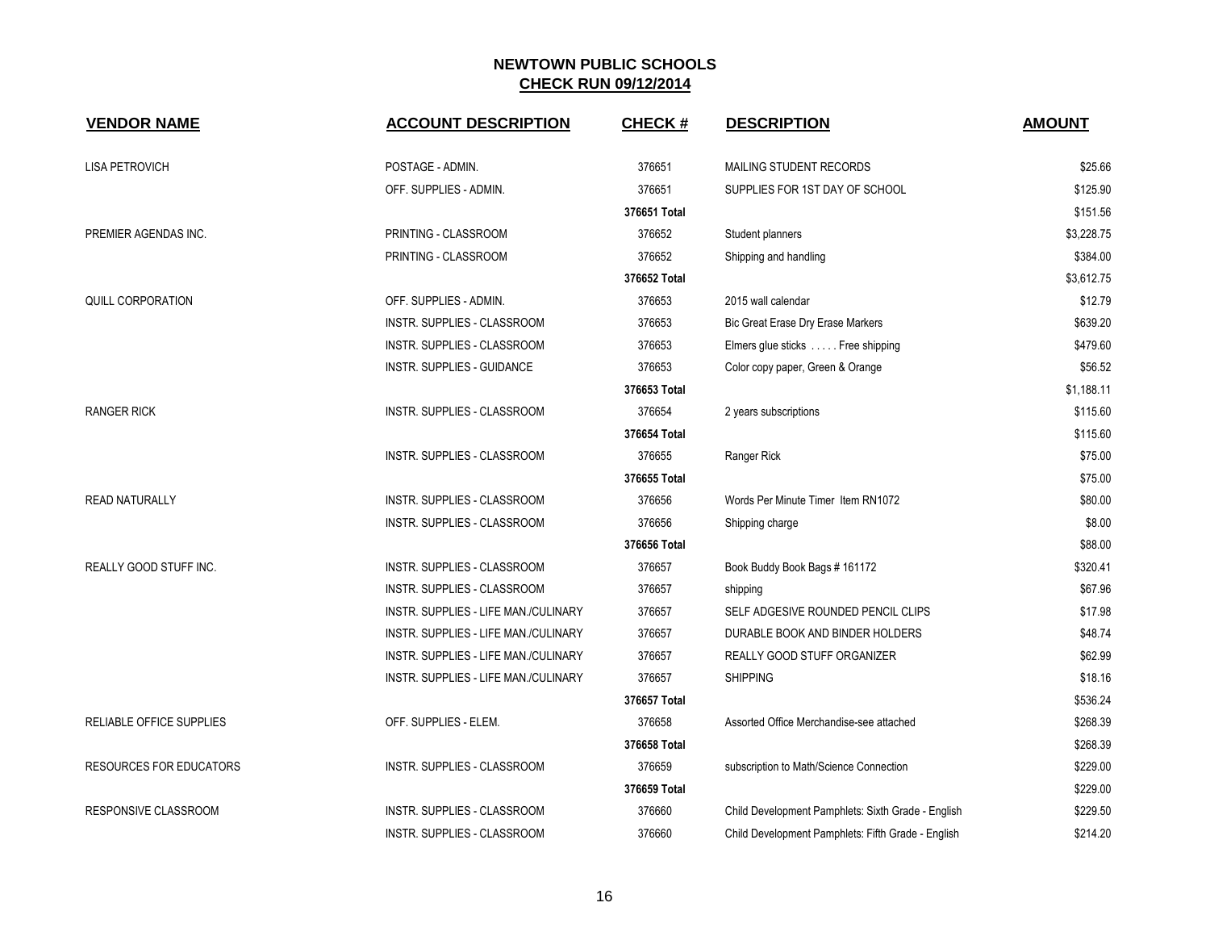# NEWTOWN PUBLIC SCHOOLS

## CHECK RUN 09/12/2014

| VENDOR NAME | ACCOUNT DESCRIPTION | CHECK # | DESCRIPTION | AMOUNT |
|---|---|---|---|---|
| LISA PETROVICH | POSTAGE - ADMIN. | 376651 | MAILING STUDENT RECORDS | $25.66 |
| | OFF. SUPPLIES - ADMIN. | 376651 | SUPPLIES FOR 1ST DAY OF SCHOOL | $125.90 |
| | | **376651 Total** | | $151.56 |
| PREMIER AGENDAS INC. | PRINTING - CLASSROOM | 376652 | Student planners | $3,228.75 |
| | PRINTING - CLASSROOM | 376652 | Shipping and handling | $384.00 |
| | | **376652 Total** | | $3,612.75 |
| QUILL CORPORATION | OFF. SUPPLIES - ADMIN. | 376653 | 2015 wall calendar | $12.79 |
| | INSTR. SUPPLIES - CLASSROOM | 376653 | Bic Great Erase Dry Erase Markers | $639.20 |
| | INSTR. SUPPLIES - CLASSROOM | 376653 | Elmers glue sticks . . . . . Free shipping | $479.60 |
| | INSTR. SUPPLIES - GUIDANCE | 376653 | Color copy paper, Green & Orange | $56.52 |
| | | **376653 Total** | | $1,188.11 |
| RANGER RICK | INSTR. SUPPLIES - CLASSROOM | 376654 | 2 years subscriptions | $115.60 |
| | | **376654 Total** | | $115.60 |
| | INSTR. SUPPLIES - CLASSROOM | 376655 | Ranger Rick | $75.00 |
| | | **376655 Total** | | $75.00 |
| READ NATURALLY | INSTR. SUPPLIES - CLASSROOM | 376656 | Words Per Minute Timer Item RN1072 | $80.00 |
| | INSTR. SUPPLIES - CLASSROOM | 376656 | Shipping charge | $8.00 |
| | | **376656 Total** | | $88.00 |
| REALLY GOOD STUFF INC. | INSTR. SUPPLIES - CLASSROOM | 376657 | Book Buddy Book Bags # 161172 | $320.41 |
| | INSTR. SUPPLIES - CLASSROOM | 376657 | shipping | $67.96 |
| | INSTR. SUPPLIES - LIFE MAN./CULINARY | 376657 | SELF ADGESIVE ROUNDED PENCIL CLIPS | $17.98 |
| | INSTR. SUPPLIES - LIFE MAN./CULINARY | 376657 | DURABLE BOOK AND BINDER HOLDERS | $48.74 |
| | INSTR. SUPPLIES - LIFE MAN./CULINARY | 376657 | REALLY GOOD STUFF ORGANIZER | $62.99 |
| | INSTR. SUPPLIES - LIFE MAN./CULINARY | 376657 | SHIPPING | $18.16 |
| | | **376657 Total** | | $536.24 |
| RELIABLE OFFICE SUPPLIES | OFF. SUPPLIES - ELEM. | 376658 | Assorted Office Merchandise-see attached | $268.39 |
| | | **376658 Total** | | $268.39 |
| RESOURCES FOR EDUCATORS | INSTR. SUPPLIES - CLASSROOM | 376659 | subscription to Math/Science Connection | $229.00 |
| | | **376659 Total** | | $229.00 |
| RESPONSIVE CLASSROOM | INSTR. SUPPLIES - CLASSROOM | 376660 | Child Development Pamphlets: Sixth Grade - English | $229.50 |
| | INSTR. SUPPLIES - CLASSROOM | 376660 | Child Development Pamphlets: Fifth Grade - English | $214.20 |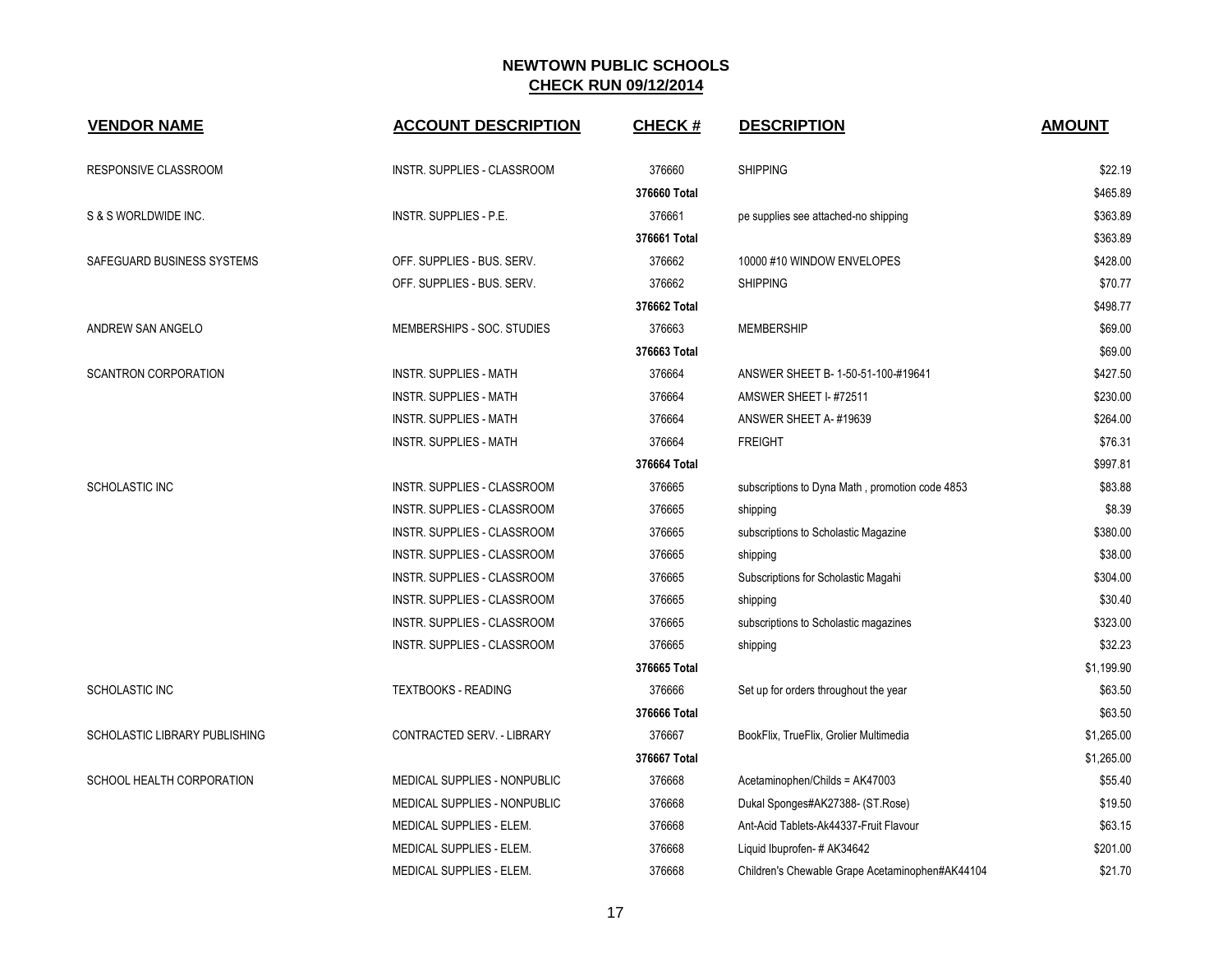**NEWTOWN PUBLIC SCHOOLS**
**CHECK RUN 09/12/2014**

| VENDOR NAME | ACCOUNT DESCRIPTION | CHECK # | DESCRIPTION | AMOUNT |
|---|---|---|---|---|
| RESPONSIVE CLASSROOM | INSTR. SUPPLIES - CLASSROOM | 376660 | SHIPPING | $22.19 |
| | | **376660 Total** | | $465.89 |
| S & S WORLDWIDE INC. | INSTR. SUPPLIES - P.E. | 376661 | pe supplies see attached-no shipping | $363.89 |
| | | **376661 Total** | | $363.89 |
| SAFEGUARD BUSINESS SYSTEMS | OFF. SUPPLIES - BUS. SERV. | 376662 | 10000 #10 WINDOW ENVELOPES | $428.00 |
| | OFF. SUPPLIES - BUS. SERV. | 376662 | SHIPPING | $70.77 |
| | | **376662 Total** | | $498.77 |
| ANDREW SAN ANGELO | MEMBERSHIPS - SOC. STUDIES | 376663 | MEMBERSHIP | $69.00 |
| | | **376663 Total** | | $69.00 |
| SCANTRON CORPORATION | INSTR. SUPPLIES - MATH | 376664 | ANSWER SHEET B- 1-50-51-100-#19641 | $427.50 |
| | INSTR. SUPPLIES - MATH | 376664 | AMSWER SHEET I- #72511 | $230.00 |
| | INSTR. SUPPLIES - MATH | 376664 | ANSWER SHEET A- #19639 | $264.00 |
| | INSTR. SUPPLIES - MATH | 376664 | FREIGHT | $76.31 |
| | | **376664 Total** | | $997.81 |
| SCHOLASTIC INC | INSTR. SUPPLIES - CLASSROOM | 376665 | subscriptions to Dyna Math , promotion code 4853 | $83.88 |
| | INSTR. SUPPLIES - CLASSROOM | 376665 | shipping | $8.39 |
| | INSTR. SUPPLIES - CLASSROOM | 376665 | subscriptions to Scholastic Magazine | $380.00 |
| | INSTR. SUPPLIES - CLASSROOM | 376665 | shipping | $38.00 |
| | INSTR. SUPPLIES - CLASSROOM | 376665 | Subscriptions for Scholastic Magahi | $304.00 |
| | INSTR. SUPPLIES - CLASSROOM | 376665 | shipping | $30.40 |
| | INSTR. SUPPLIES - CLASSROOM | 376665 | subscriptions to Scholastic magazines | $323.00 |
| | INSTR. SUPPLIES - CLASSROOM | 376665 | shipping | $32.23 |
| | | **376665 Total** | | $1,199.90 |
| SCHOLASTIC INC | TEXTBOOKS - READING | 376666 | Set up for orders throughout the year | $63.50 |
| | | **376666 Total** | | $63.50 |
| SCHOLASTIC LIBRARY PUBLISHING | CONTRACTED SERV. - LIBRARY | 376667 | BookFlix, TrueFlix, Grolier Multimedia | $1,265.00 |
| | | **376667 Total** | | $1,265.00 |
| SCHOOL HEALTH CORPORATION | MEDICAL SUPPLIES - NONPUBLIC | 376668 | Acetaminophen/Childs = AK47003 | $55.40 |
| | MEDICAL SUPPLIES - NONPUBLIC | 376668 | Dukal Sponges#AK27388- (ST.Rose) | $19.50 |
| | MEDICAL SUPPLIES - ELEM. | 376668 | Ant-Acid Tablets-Ak44337-Fruit Flavour | $63.15 |
| | MEDICAL SUPPLIES - ELEM. | 376668 | Liquid Ibuprofen- # AK34642 | $201.00 |
| | MEDICAL SUPPLIES - ELEM. | 376668 | Children's Chewable Grape Acetaminophen#AK44104 | $21.70 |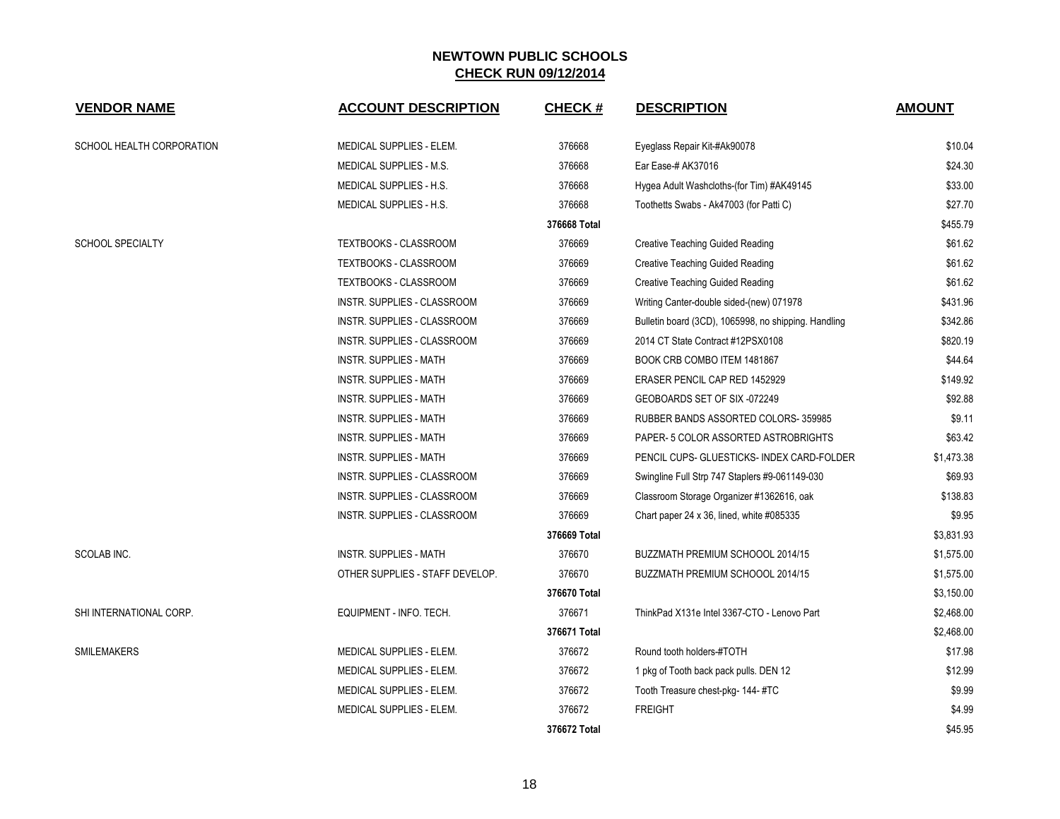# NEWTOWN PUBLIC SCHOOLS

## CHECK RUN 09/12/2014

| VENDOR NAME | ACCOUNT DESCRIPTION | CHECK # | DESCRIPTION | AMOUNT |
|---|---|---|---|---|
| SCHOOL HEALTH CORPORATION | MEDICAL SUPPLIES - ELEM. | 376668 | Eyeglass Repair Kit-#Ak90078 | $10.04 |
| | MEDICAL SUPPLIES - M.S. | 376668 | Ear Ease-# AK37016 | $24.30 |
| | MEDICAL SUPPLIES - H.S. | 376668 | Hygea Adult Washcloths-(for Tim) #AK49145 | $33.00 |
| | MEDICAL SUPPLIES - H.S. | 376668 | Toothetts Swabs - Ak47003 (for Patti C) | $27.70 |
| | | **376668 Total** | | $455.79 |
| SCHOOL SPECIALTY | TEXTBOOKS - CLASSROOM | 376669 | Creative Teaching Guided Reading | $61.62 |
| | TEXTBOOKS - CLASSROOM | 376669 | Creative Teaching Guided Reading | $61.62 |
| | TEXTBOOKS - CLASSROOM | 376669 | Creative Teaching Guided Reading | $61.62 |
| | INSTR. SUPPLIES - CLASSROOM | 376669 | Writing Canter-double sided-(new) 071978 | $431.96 |
| | INSTR. SUPPLIES - CLASSROOM | 376669 | Bulletin board (3CD), 1065998, no shipping. Handling | $342.86 |
| | INSTR. SUPPLIES - CLASSROOM | 376669 | 2014 CT State Contract #12PSX0108 | $820.19 |
| | INSTR. SUPPLIES - MATH | 376669 | BOOK CRB COMBO ITEM 1481867 | $44.64 |
| | INSTR. SUPPLIES - MATH | 376669 | ERASER PENCIL CAP RED 1452929 | $149.92 |
| | INSTR. SUPPLIES - MATH | 376669 | GEOBOARDS SET OF SIX -072249 | $92.88 |
| | INSTR. SUPPLIES - MATH | 376669 | RUBBER BANDS ASSORTED COLORS- 359985 | $9.11 |
| | INSTR. SUPPLIES - MATH | 376669 | PAPER- 5 COLOR ASSORTED ASTROBRIGHTS | $63.42 |
| | INSTR. SUPPLIES - MATH | 376669 | PENCIL CUPS- GLUESTICKS- INDEX CARD-FOLDER | $1,473.38 |
| | INSTR. SUPPLIES - CLASSROOM | 376669 | Swingline Full Strp 747 Staplers #9-061149-030 | $69.93 |
| | INSTR. SUPPLIES - CLASSROOM | 376669 | Classroom Storage Organizer #1362616, oak | $138.83 |
| | INSTR. SUPPLIES - CLASSROOM | 376669 | Chart paper 24 x 36, lined, white #085335 | $9.95 |
| | | **376669 Total** | | $3,831.93 |
| SCOLAB INC. | INSTR. SUPPLIES - MATH | 376670 | BUZZMATH PREMIUM SCHOOOL 2014/15 | $1,575.00 |
| | OTHER SUPPLIES - STAFF DEVELOP. | 376670 | BUZZMATH PREMIUM SCHOOOL 2014/15 | $1,575.00 |
| | | **376670 Total** | | $3,150.00 |
| SHI INTERNATIONAL CORP. | EQUIPMENT - INFO. TECH. | 376671 | ThinkPad X131e Intel 3367-CTO - Lenovo Part | $2,468.00 |
| | | **376671 Total** | | $2,468.00 |
| SMILEMAKERS | MEDICAL SUPPLIES - ELEM. | 376672 | Round tooth holders-#TOTH | $17.98 |
| | MEDICAL SUPPLIES - ELEM. | 376672 | 1 pkg of Tooth back pack pulls. DEN 12 | $12.99 |
| | MEDICAL SUPPLIES - ELEM. | 376672 | Tooth Treasure chest-pkg- 144- #TC | $9.99 |
| | MEDICAL SUPPLIES - ELEM. | 376672 | FREIGHT | $4.99 |
| | | **376672 Total** | | $45.95 |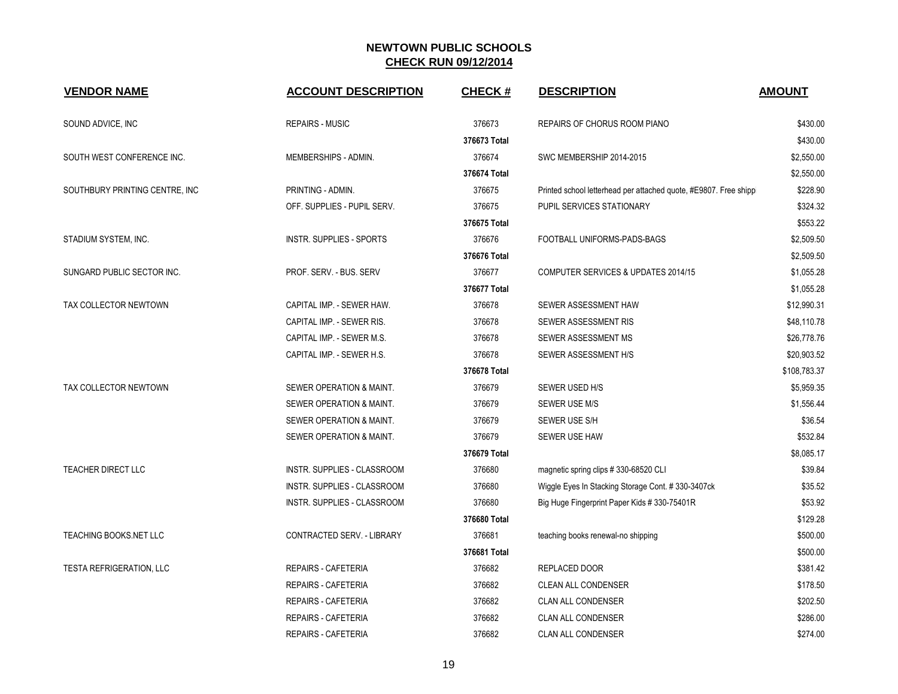# NEWTOWN PUBLIC SCHOOLS
## CHECK RUN 09/12/2014

| VENDOR NAME | ACCOUNT DESCRIPTION | CHECK # | DESCRIPTION | AMOUNT |
|---|---|---|---|---|
| SOUND ADVICE, INC | REPAIRS - MUSIC | 376673 | REPAIRS OF CHORUS ROOM PIANO | $430.00 |
| | | 376673 Total | | $430.00 |
| SOUTH WEST CONFERENCE INC. | MEMBERSHIPS - ADMIN. | 376674 | SWC MEMBERSHIP 2014-2015 | $2,550.00 |
| | | 376674 Total | | $2,550.00 |
| SOUTHBURY PRINTING CENTRE, INC | PRINTING - ADMIN. | 376675 | Printed school letterhead per attached quote, #E9807. Free shipp | $228.90 |
| | OFF. SUPPLIES - PUPIL SERV. | 376675 | PUPIL SERVICES STATIONARY | $324.32 |
| | | 376675 Total | | $553.22 |
| STADIUM SYSTEM, INC. | INSTR. SUPPLIES - SPORTS | 376676 | FOOTBALL UNIFORMS-PADS-BAGS | $2,509.50 |
| | | 376676 Total | | $2,509.50 |
| SUNGARD PUBLIC SECTOR INC. | PROF. SERV. - BUS. SERV | 376677 | COMPUTER SERVICES & UPDATES 2014/15 | $1,055.28 |
| | | 376677 Total | | $1,055.28 |
| TAX COLLECTOR NEWTOWN | CAPITAL IMP. - SEWER HAW. | 376678 | SEWER ASSESSMENT HAW | $12,990.31 |
| | CAPITAL IMP. - SEWER RIS. | 376678 | SEWER ASSESSMENT RIS | $48,110.78 |
| | CAPITAL IMP. - SEWER M.S. | 376678 | SEWER ASSESSMENT MS | $26,778.76 |
| | CAPITAL IMP. - SEWER H.S. | 376678 | SEWER ASSESSMENT H/S | $20,903.52 |
| | | 376678 Total | | $108,783.37 |
| TAX COLLECTOR NEWTOWN | SEWER OPERATION & MAINT. | 376679 | SEWER USED H/S | $5,959.35 |
| | SEWER OPERATION & MAINT. | 376679 | SEWER USE M/S | $1,556.44 |
| | SEWER OPERATION & MAINT. | 376679 | SEWER USE S/H | $36.54 |
| | SEWER OPERATION & MAINT. | 376679 | SEWER USE HAW | $532.84 |
| | | 376679 Total | | $8,085.17 |
| TEACHER DIRECT LLC | INSTR. SUPPLIES - CLASSROOM | 376680 | magnetic spring clips # 330-68520 CLI | $39.84 |
| | INSTR. SUPPLIES - CLASSROOM | 376680 | Wiggle Eyes In Stacking Storage Cont. # 330-3407ck | $35.52 |
| | INSTR. SUPPLIES - CLASSROOM | 376680 | Big Huge Fingerprint Paper Kids # 330-75401R | $53.92 |
| | | 376680 Total | | $129.28 |
| TEACHING BOOKS.NET LLC | CONTRACTED SERV. - LIBRARY | 376681 | teaching books renewal-no shipping | $500.00 |
| | | 376681 Total | | $500.00 |
| TESTA REFRIGERATION, LLC | REPAIRS - CAFETERIA | 376682 | REPLACED DOOR | $381.42 |
| | REPAIRS - CAFETERIA | 376682 | CLEAN ALL CONDENSER | $178.50 |
| | REPAIRS - CAFETERIA | 376682 | CLAN ALL CONDENSER | $202.50 |
| | REPAIRS - CAFETERIA | 376682 | CLAN ALL CONDENSER | $286.00 |
| | REPAIRS - CAFETERIA | 376682 | CLAN ALL CONDENSER | $274.00 |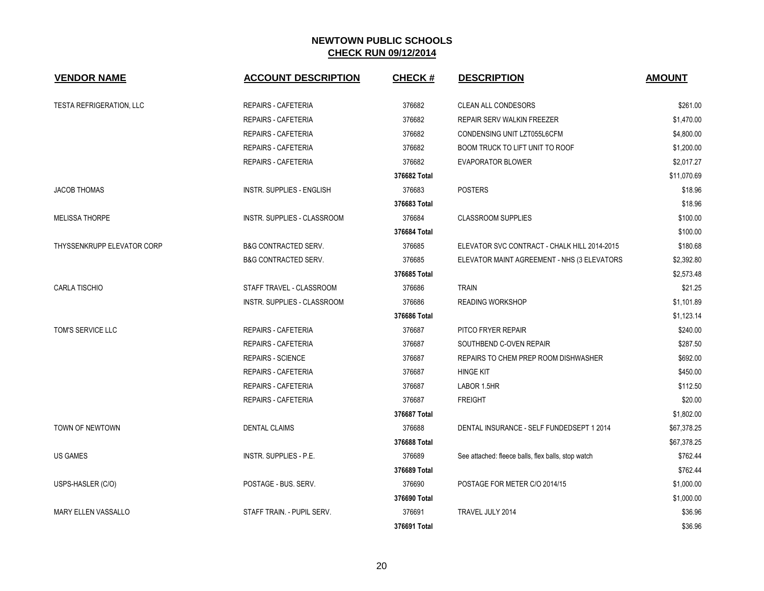# NEWTOWN PUBLIC SCHOOLS
## CHECK RUN 09/12/2014

| VENDOR NAME | ACCOUNT DESCRIPTION | CHECK # | DESCRIPTION | AMOUNT |
|---|---|---|---|---|
| TESTA REFRIGERATION, LLC | REPAIRS - CAFETERIA | 376682 | CLEAN ALL CONDESORS | $261.00 |
| | REPAIRS - CAFETERIA | 376682 | REPAIR SERV WALKIN FREEZER | $1,470.00 |
| | REPAIRS - CAFETERIA | 376682 | CONDENSING UNIT LZT055L6CFM | $4,800.00 |
| | REPAIRS - CAFETERIA | 376682 | BOOM TRUCK TO LIFT UNIT TO ROOF | $1,200.00 |
| | REPAIRS - CAFETERIA | 376682 | EVAPORATOR BLOWER | $2,017.27 |
| | | **376682 Total** | | $11,070.69 |
| JACOB THOMAS | INSTR. SUPPLIES - ENGLISH | 376683 | POSTERS | $18.96 |
| | | **376683 Total** | | $18.96 |
| MELISSA THORPE | INSTR. SUPPLIES - CLASSROOM | 376684 | CLASSROOM SUPPLIES | $100.00 |
| | | **376684 Total** | | $100.00 |
| THYSSENKRUPP ELEVATOR CORP | B&G CONTRACTED SERV. | 376685 | ELEVATOR SVC CONTRACT - CHALK HILL 2014-2015 | $180.68 |
| | B&G CONTRACTED SERV. | 376685 | ELEVATOR MAINT AGREEMENT - NHS (3 ELEVATORS | $2,392.80 |
| | | **376685 Total** | | $2,573.48 |
| CARLA TISCHIO | STAFF TRAVEL - CLASSROOM | 376686 | TRAIN | $21.25 |
| | INSTR. SUPPLIES - CLASSROOM | 376686 | READING WORKSHOP | $1,101.89 |
| | | **376686 Total** | | $1,123.14 |
| TOM'S SERVICE LLC | REPAIRS - CAFETERIA | 376687 | PITCO FRYER REPAIR | $240.00 |
| | REPAIRS - CAFETERIA | 376687 | SOUTHBEND C-OVEN REPAIR | $287.50 |
| | REPAIRS - SCIENCE | 376687 | REPAIRS TO CHEM PREP ROOM DISHWASHER | $692.00 |
| | REPAIRS - CAFETERIA | 376687 | HINGE KIT | $450.00 |
| | REPAIRS - CAFETERIA | 376687 | LABOR 1.5HR | $112.50 |
| | REPAIRS - CAFETERIA | 376687 | FREIGHT | $20.00 |
| | | **376687 Total** | | $1,802.00 |
| TOWN OF NEWTOWN | DENTAL CLAIMS | 376688 | DENTAL INSURANCE - SELF FUNDEDSEPT 1 2014 | $67,378.25 |
| | | **376688 Total** | | $67,378.25 |
| US GAMES | INSTR. SUPPLIES - P.E. | 376689 | See attached: fleece balls, flex balls, stop watch | $762.44 |
| | | **376689 Total** | | $762.44 |
| USPS-HASLER (C/O) | POSTAGE - BUS. SERV. | 376690 | POSTAGE FOR METER C/O 2014/15 | $1,000.00 |
| | | **376690 Total** | | $1,000.00 |
| MARY ELLEN VASSALLO | STAFF TRAIN. - PUPIL SERV. | 376691 | TRAVEL JULY 2014 | $36.96 |
| | | **376691 Total** | | $36.96 |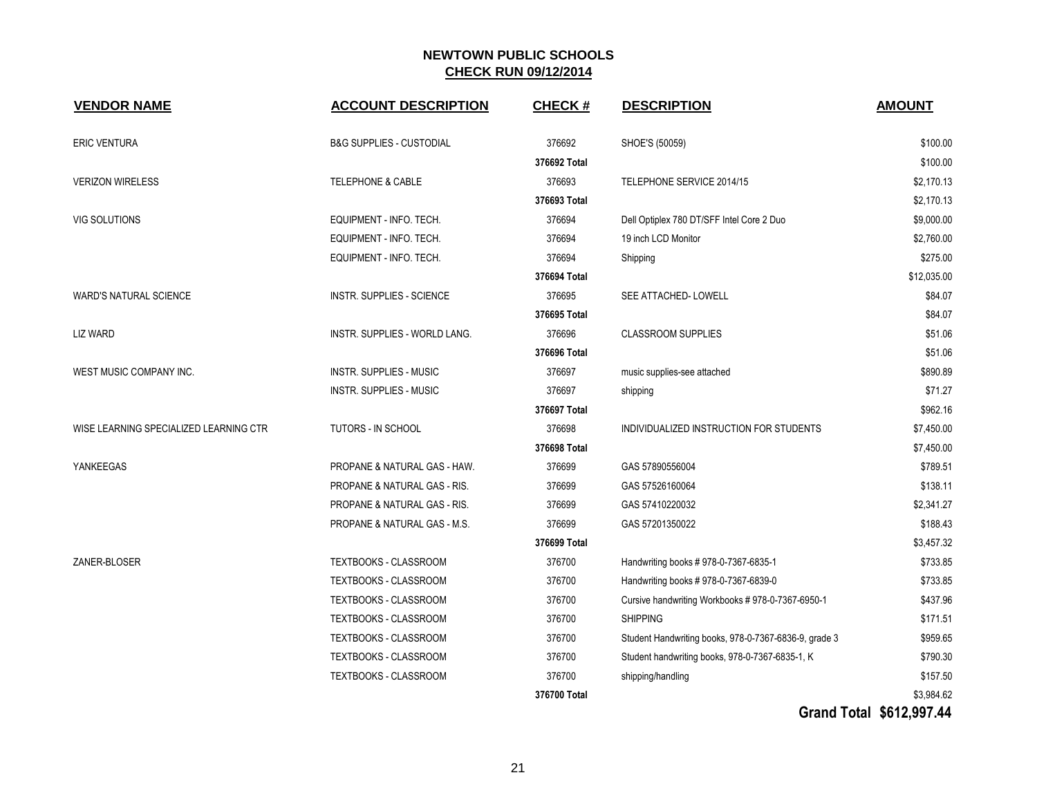## NEWTOWN PUBLIC SCHOOLS
## CHECK RUN 09/12/2014

| VENDOR NAME | ACCOUNT DESCRIPTION | CHECK # | DESCRIPTION | AMOUNT |
|---|---|---|---|---|
| ERIC VENTURA | B&G SUPPLIES - CUSTODIAL | 376692 | SHOE'S (50059) | $100.00 |
| | | **376692 Total** | | $100.00 |
| VERIZON WIRELESS | TELEPHONE & CABLE | 376693 | TELEPHONE SERVICE 2014/15 | $2,170.13 |
| | | **376693 Total** | | $2,170.13 |
| VIG SOLUTIONS | EQUIPMENT - INFO. TECH. | 376694 | Dell Optiplex 780 DT/SFF Intel Core 2 Duo | $9,000.00 |
| | EQUIPMENT - INFO. TECH. | 376694 | 19 inch LCD Monitor | $2,760.00 |
| | EQUIPMENT - INFO. TECH. | 376694 | Shipping | $275.00 |
| | | **376694 Total** | | $12,035.00 |
| WARD'S NATURAL SCIENCE | INSTR. SUPPLIES - SCIENCE | 376695 | SEE ATTACHED- LOWELL | $84.07 |
| | | **376695 Total** | | $84.07 |
| LIZ WARD | INSTR. SUPPLIES - WORLD LANG. | 376696 | CLASSROOM SUPPLIES | $51.06 |
| | | **376696 Total** | | $51.06 |
| WEST MUSIC COMPANY INC. | INSTR. SUPPLIES - MUSIC | 376697 | music supplies-see attached | $890.89 |
| | INSTR. SUPPLIES - MUSIC | 376697 | shipping | $71.27 |
| | | **376697 Total** | | $962.16 |
| WISE LEARNING SPECIALIZED LEARNING CTR | TUTORS - IN SCHOOL | 376698 | INDIVIDUALIZED INSTRUCTION FOR STUDENTS | $7,450.00 |
| | | **376698 Total** | | $7,450.00 |
| YANKEEGAS | PROPANE & NATURAL GAS - HAW. | 376699 | GAS 57890556004 | $789.51 |
| | PROPANE & NATURAL GAS - RIS. | 376699 | GAS 57526160064 | $138.11 |
| | PROPANE & NATURAL GAS - RIS. | 376699 | GAS 57410220032 | $2,341.27 |
| | PROPANE & NATURAL GAS - M.S. | 376699 | GAS 57201350022 | $188.43 |
| | | **376699 Total** | | $3,457.32 |
| ZANER-BLOSER | TEXTBOOKS - CLASSROOM | 376700 | Handwriting books # 978-0-7367-6835-1 | $733.85 |
| | TEXTBOOKS - CLASSROOM | 376700 | Handwriting books # 978-0-7367-6839-0 | $733.85 |
| | TEXTBOOKS - CLASSROOM | 376700 | Cursive handwriting Workbooks # 978-0-7367-6950-1 | $437.96 |
| | TEXTBOOKS - CLASSROOM | 376700 | SHIPPING | $171.51 |
| | TEXTBOOKS - CLASSROOM | 376700 | Student Handwriting books, 978-0-7367-6836-9, grade 3 | $959.65 |
| | TEXTBOOKS - CLASSROOM | 376700 | Student handwriting books, 978-0-7367-6835-1, K | $790.30 |
| | TEXTBOOKS - CLASSROOM | 376700 | shipping/handling | $157.50 |
| | | **376700 Total** | | $3,984.62 |
| | | | **Grand Total** | **$612,997.44** |